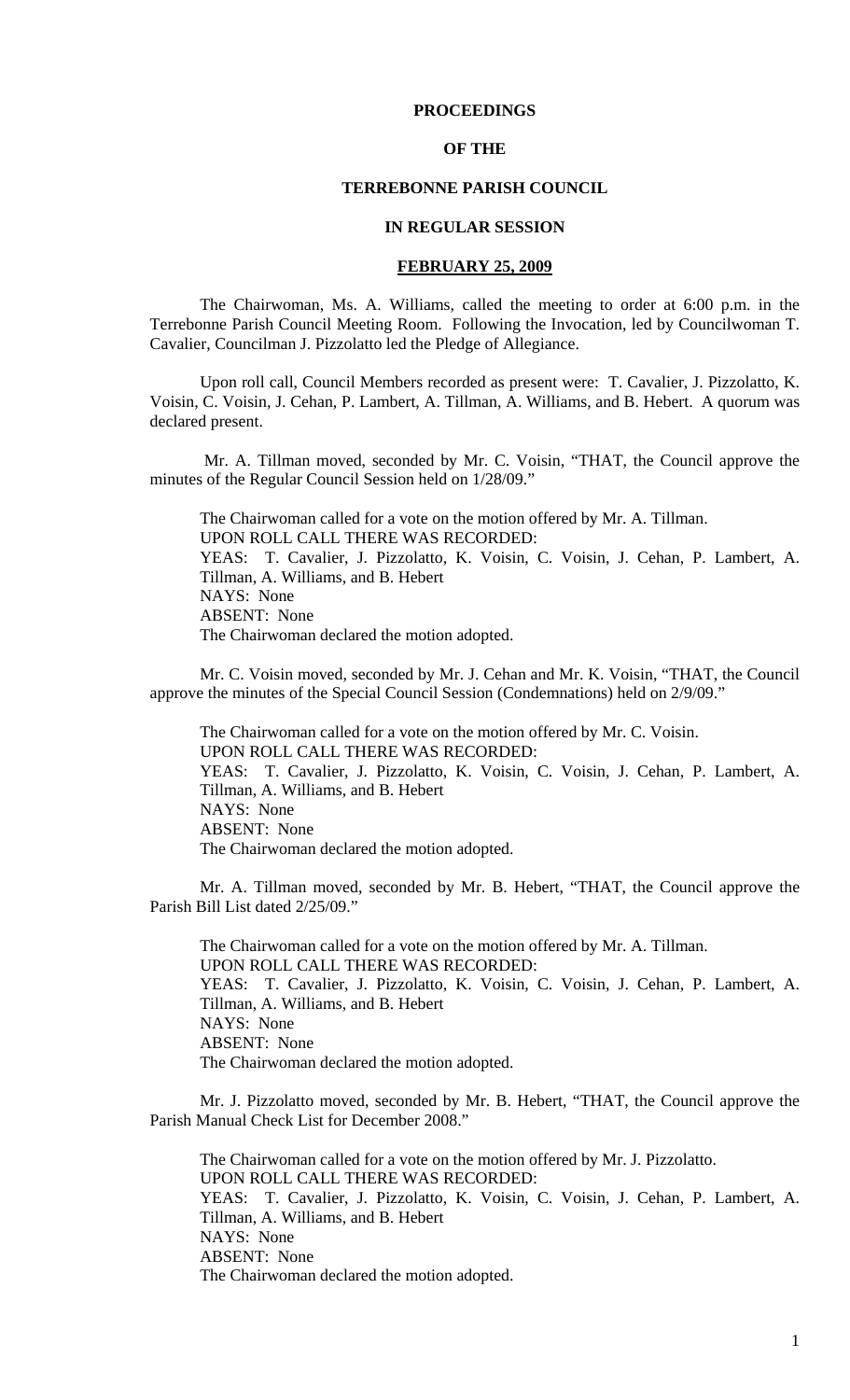# PROCEEDINGS

# OF THE

# TERREBONNE PARISH COUNCIL

# IN REGULAR SESSION

# FEBRUARY 25, 2009

The Chairwoman, Ms. A. Williams, called the meeting to order at 6:00 p.m. in the Terrebonne Parish Council Meeting Room. Following the Invocation, led by Councilwoman T. Cavalier, Councilman J. Pizzolatto led the Pledge of Allegiance.

Upon roll call, Council Members recorded as present were: T. Cavalier, J. Pizzolatto, K. Voisin, C. Voisin, J. Cehan, P. Lambert, A. Tillman, A. Williams, and B. Hebert. A quorum was declared present.

Mr. A. Tillman moved, seconded by Mr. C. Voisin, "THAT, the Council approve the minutes of the Regular Council Session held on 1/28/09."

The Chairwoman called for a vote on the motion offered by Mr. A. Tillman.
UPON ROLL CALL THERE WAS RECORDED:
YEAS: T. Cavalier, J. Pizzolatto, K. Voisin, C. Voisin, J. Cehan, P. Lambert, A. Tillman, A. Williams, and B. Hebert
NAYS: None
ABSENT: None
The Chairwoman declared the motion adopted.

Mr. C. Voisin moved, seconded by Mr. J. Cehan and Mr. K. Voisin, "THAT, the Council approve the minutes of the Special Council Session (Condemnations) held on 2/9/09."

The Chairwoman called for a vote on the motion offered by Mr. C. Voisin.
UPON ROLL CALL THERE WAS RECORDED:
YEAS: T. Cavalier, J. Pizzolatto, K. Voisin, C. Voisin, J. Cehan, P. Lambert, A. Tillman, A. Williams, and B. Hebert
NAYS: None
ABSENT: None
The Chairwoman declared the motion adopted.

Mr. A. Tillman moved, seconded by Mr. B. Hebert, "THAT, the Council approve the Parish Bill List dated 2/25/09."

The Chairwoman called for a vote on the motion offered by Mr. A. Tillman.
UPON ROLL CALL THERE WAS RECORDED:
YEAS: T. Cavalier, J. Pizzolatto, K. Voisin, C. Voisin, J. Cehan, P. Lambert, A. Tillman, A. Williams, and B. Hebert
NAYS: None
ABSENT: None
The Chairwoman declared the motion adopted.

Mr. J. Pizzolatto moved, seconded by Mr. B. Hebert, "THAT, the Council approve the Parish Manual Check List for December 2008."

The Chairwoman called for a vote on the motion offered by Mr. J. Pizzolatto.
UPON ROLL CALL THERE WAS RECORDED:
YEAS: T. Cavalier, J. Pizzolatto, K. Voisin, C. Voisin, J. Cehan, P. Lambert, A. Tillman, A. Williams, and B. Hebert
NAYS: None
ABSENT: None
The Chairwoman declared the motion adopted.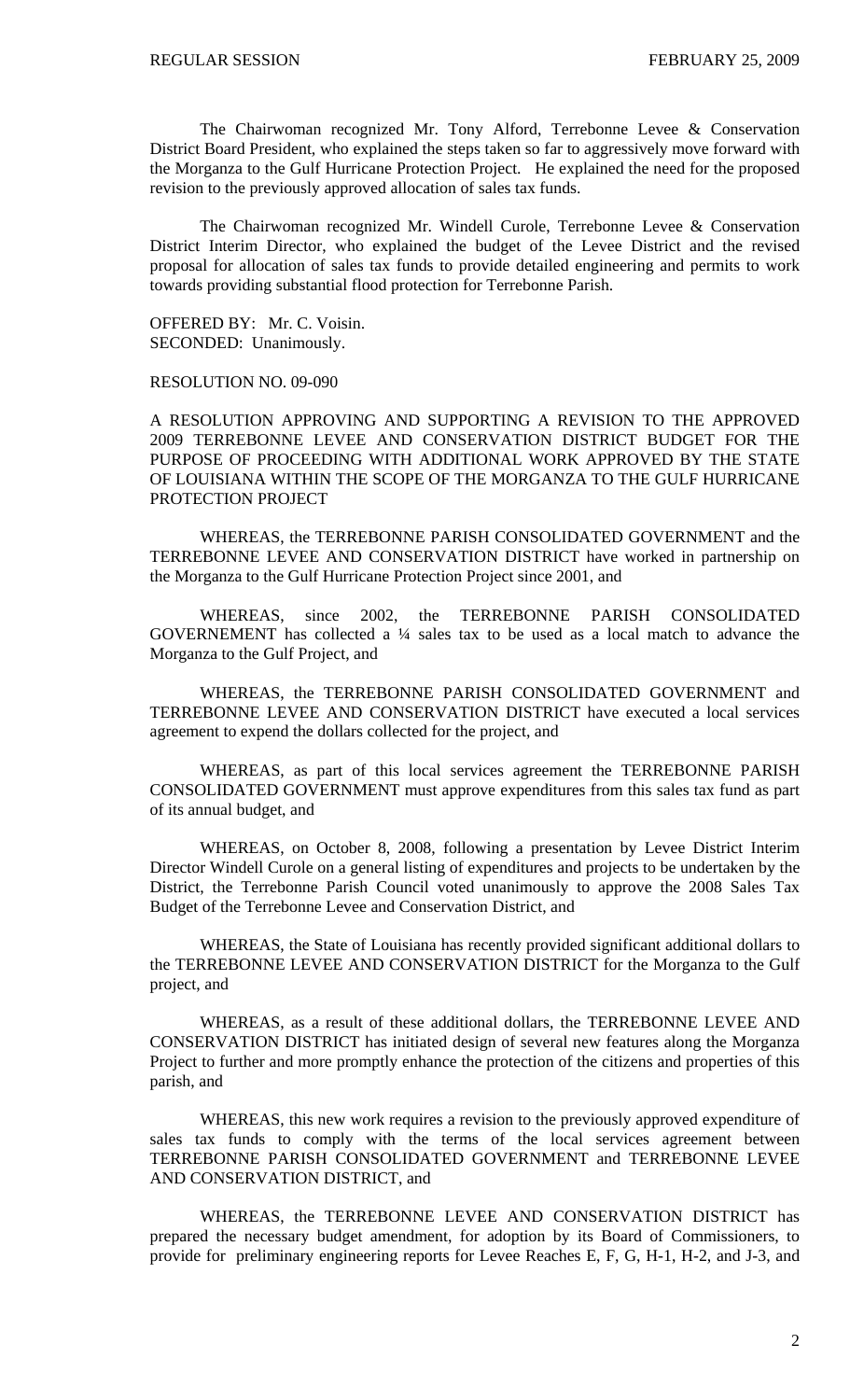The Chairwoman recognized Mr. Tony Alford, Terrebonne Levee & Conservation District Board President, who explained the steps taken so far to aggressively move forward with the Morganza to the Gulf Hurricane Protection Project. He explained the need for the proposed revision to the previously approved allocation of sales tax funds.

The Chairwoman recognized Mr. Windell Curole, Terrebonne Levee & Conservation District Interim Director, who explained the budget of the Levee District and the revised proposal for allocation of sales tax funds to provide detailed engineering and permits to work towards providing substantial flood protection for Terrebonne Parish.

OFFERED BY: Mr. C. Voisin.
SECONDED: Unanimously.

RESOLUTION NO. 09-090

A RESOLUTION APPROVING AND SUPPORTING A REVISION TO THE APPROVED 2009 TERREBONNE LEVEE AND CONSERVATION DISTRICT BUDGET FOR THE PURPOSE OF PROCEEDING WITH ADDITIONAL WORK APPROVED BY THE STATE OF LOUISIANA WITHIN THE SCOPE OF THE MORGANZA TO THE GULF HURRICANE PROTECTION PROJECT

WHEREAS, the TERREBONNE PARISH CONSOLIDATED GOVERNMENT and the TERREBONNE LEVEE AND CONSERVATION DISTRICT have worked in partnership on the Morganza to the Gulf Hurricane Protection Project since 2001, and

WHEREAS, since 2002, the TERREBONNE PARISH CONSOLIDATED GOVERENEMENT has collected a ¼ sales tax to be used as a local match to advance the Morganza to the Gulf Project, and

WHEREAS, the TERREBONNE PARISH CONSOLIDATED GOVERNMENT and TERREBONNE LEVEE AND CONSERVATION DISTRICT have executed a local services agreement to expend the dollars collected for the project, and

WHEREAS, as part of this local services agreement the TERREBONNE PARISH CONSOLIDATED GOVERNMENT must approve expenditures from this sales tax fund as part of its annual budget, and

WHEREAS, on October 8, 2008, following a presentation by Levee District Interim Director Windell Curole on a general listing of expenditures and projects to be undertaken by the District, the Terrebonne Parish Council voted unanimously to approve the 2008 Sales Tax Budget of the Terrebonne Levee and Conservation District, and

WHEREAS, the State of Louisiana has recently provided significant additional dollars to the TERREBONNE LEVEE AND CONSERVATION DISTRICT for the Morganza to the Gulf project, and

WHEREAS, as a result of these additional dollars, the TERREBONNE LEVEE AND CONSERVATION DISTRICT has initiated design of several new features along the Morganza Project to further and more promptly enhance the protection of the citizens and properties of this parish, and

WHEREAS, this new work requires a revision to the previously approved expenditure of sales tax funds to comply with the terms of the local services agreement between TERREBONNE PARISH CONSOLIDATED GOVERNMENT and TERREBONNE LEVEE AND CONSERVATION DISTRICT, and

WHEREAS, the TERREBONNE LEVEE AND CONSERVATION DISTRICT has prepared the necessary budget amendment, for adoption by its Board of Commissioners, to provide for preliminary engineering reports for Levee Reaches E, F, G, H-1, H-2, and J-3, and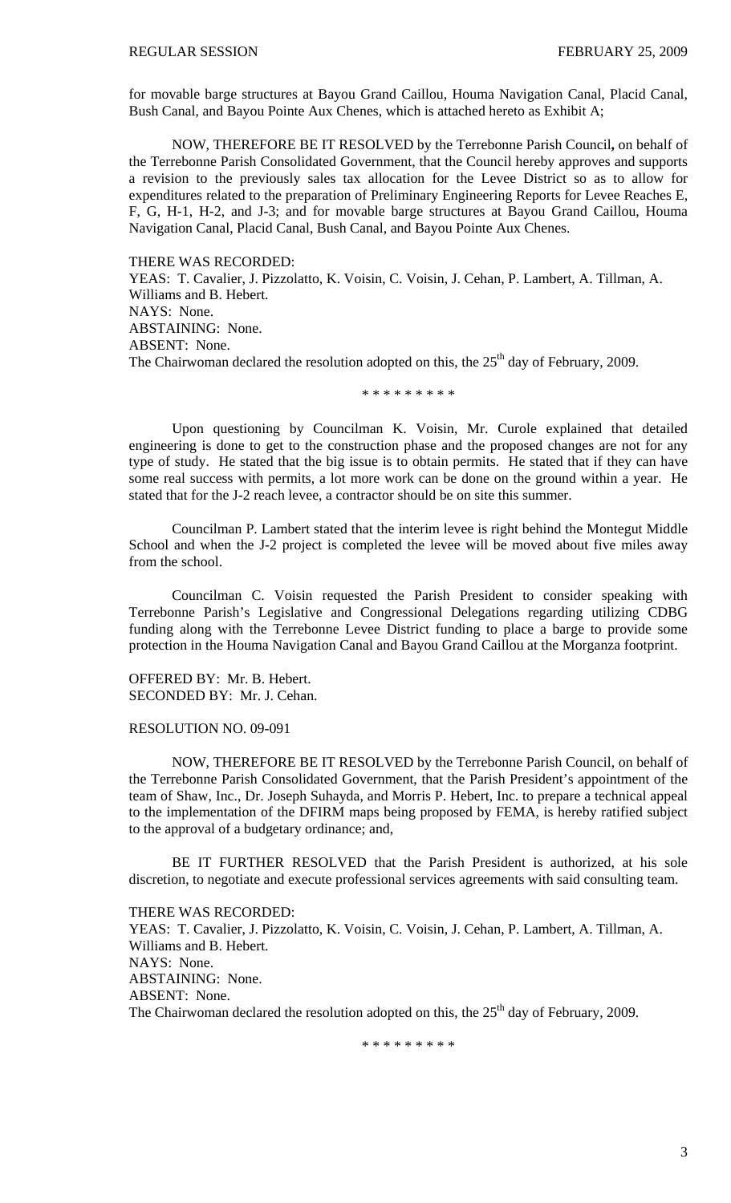for movable barge structures at Bayou Grand Caillou, Houma Navigation Canal, Placid Canal, Bush Canal, and Bayou Pointe Aux Chenes, which is attached hereto as Exhibit A;

NOW, THEREFORE BE IT RESOLVED by the Terrebonne Parish Council**,** on behalf of the Terrebonne Parish Consolidated Government, that the Council hereby approves and supports a revision to the previously sales tax allocation for the Levee District so as to allow for expenditures related to the preparation of Preliminary Engineering Reports for Levee Reaches E, F, G, H-1, H-2, and J-3; and for movable barge structures at Bayou Grand Caillou, Houma Navigation Canal, Placid Canal, Bush Canal, and Bayou Pointe Aux Chenes.

THERE WAS RECORDED:
YEAS: T. Cavalier, J. Pizzolatto, K. Voisin, C. Voisin, J. Cehan, P. Lambert, A. Tillman, A. Williams and B. Hebert.
NAYS: None.
ABSTAINING: None.
ABSENT: None.
The Chairwoman declared the resolution adopted on this, the 25th day of February, 2009.

\* \* \* \* \* \* \* \* \*

Upon questioning by Councilman K. Voisin, Mr. Curole explained that detailed engineering is done to get to the construction phase and the proposed changes are not for any type of study. He stated that the big issue is to obtain permits. He stated that if they can have some real success with permits, a lot more work can be done on the ground within a year. He stated that for the J-2 reach levee, a contractor should be on site this summer.

Councilman P. Lambert stated that the interim levee is right behind the Montegut Middle School and when the J-2 project is completed the levee will be moved about five miles away from the school.

Councilman C. Voisin requested the Parish President to consider speaking with Terrebonne Parish's Legislative and Congressional Delegations regarding utilizing CDBG funding along with the Terrebonne Levee District funding to place a barge to provide some protection in the Houma Navigation Canal and Bayou Grand Caillou at the Morganza footprint.

OFFERED BY: Mr. B. Hebert.
SECONDED BY: Mr. J. Cehan.

RESOLUTION NO. 09-091

NOW, THEREFORE BE IT RESOLVED by the Terrebonne Parish Council, on behalf of the Terrebonne Parish Consolidated Government, that the Parish President's appointment of the team of Shaw, Inc., Dr. Joseph Suhayda, and Morris P. Hebert, Inc. to prepare a technical appeal to the implementation of the DFIRM maps being proposed by FEMA, is hereby ratified subject to the approval of a budgetary ordinance; and,

BE IT FURTHER RESOLVED that the Parish President is authorized, at his sole discretion, to negotiate and execute professional services agreements with said consulting team.

THERE WAS RECORDED:
YEAS: T. Cavalier, J. Pizzolatto, K. Voisin, C. Voisin, J. Cehan, P. Lambert, A. Tillman, A. Williams and B. Hebert.
NAYS: None.
ABSTAINING: None.
ABSENT: None.
The Chairwoman declared the resolution adopted on this, the 25th day of February, 2009.

\* \* \* \* \* \* \* \* \*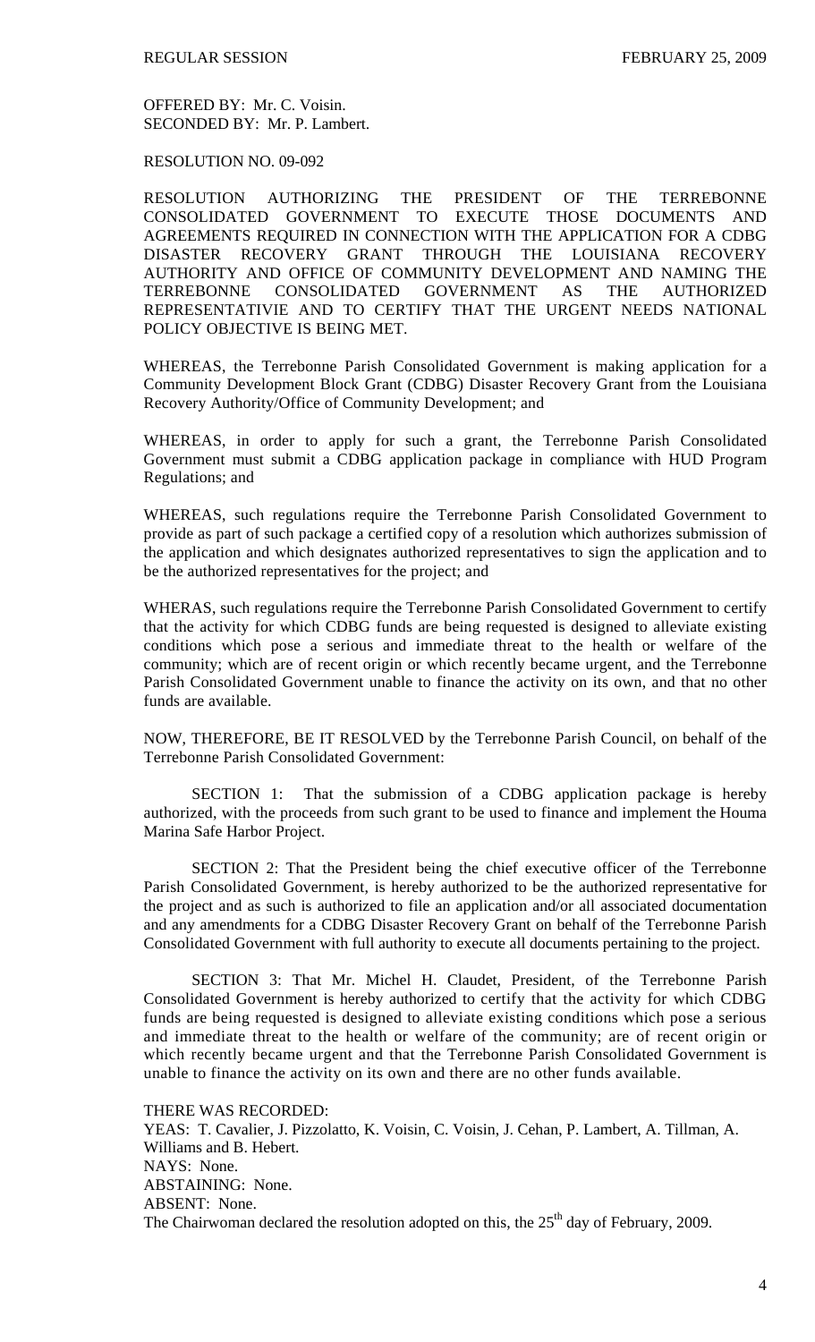OFFERED BY: Mr. C. Voisin.
SECONDED BY: Mr. P. Lambert.

RESOLUTION NO. 09-092

RESOLUTION AUTHORIZING THE PRESIDENT OF THE TERREBONNE CONSOLIDATED GOVERNMENT TO EXECUTE THOSE DOCUMENTS AND AGREEMENTS REQUIRED IN CONNECTION WITH THE APPLICATION FOR A CDBG DISASTER RECOVERY GRANT THROUGH THE LOUISIANA RECOVERY AUTHORITY AND OFFICE OF COMMUNITY DEVELOPMENT AND NAMING THE TERREBONNE CONSOLIDATED GOVERNMENT AS THE AUTHORIZED REPRESENTATIVIE AND TO CERTIFY THAT THE URGENT NEEDS NATIONAL POLICY OBJECTIVE IS BEING MET.

WHEREAS, the Terrebonne Parish Consolidated Government is making application for a Community Development Block Grant (CDBG) Disaster Recovery Grant from the Louisiana Recovery Authority/Office of Community Development; and

WHEREAS, in order to apply for such a grant, the Terrebonne Parish Consolidated Government must submit a CDBG application package in compliance with HUD Program Regulations; and

WHEREAS, such regulations require the Terrebonne Parish Consolidated Government to provide as part of such package a certified copy of a resolution which authorizes submission of the application and which designates authorized representatives to sign the application and to be the authorized representatives for the project; and

WHERAS, such regulations require the Terrebonne Parish Consolidated Government to certify that the activity for which CDBG funds are being requested is designed to alleviate existing conditions which pose a serious and immediate threat to the health or welfare of the community; which are of recent origin or which recently became urgent, and the Terrebonne Parish Consolidated Government unable to finance the activity on its own, and that no other funds are available.

NOW, THEREFORE, BE IT RESOLVED by the Terrebonne Parish Council, on behalf of the Terrebonne Parish Consolidated Government:

SECTION 1: That the submission of a CDBG application package is hereby authorized, with the proceeds from such grant to be used to finance and implement the Houma Marina Safe Harbor Project.

SECTION 2: That the President being the chief executive officer of the Terrebonne Parish Consolidated Government, is hereby authorized to be the authorized representative for the project and as such is authorized to file an application and/or all associated documentation and any amendments for a CDBG Disaster Recovery Grant on behalf of the Terrebonne Parish Consolidated Government with full authority to execute all documents pertaining to the project.

SECTION 3: That Mr. Michel H. Claudet, President, of the Terrebonne Parish Consolidated Government is hereby authorized to certify that the activity for which CDBG funds are being requested is designed to alleviate existing conditions which pose a serious and immediate threat to the health or welfare of the community; are of recent origin or which recently became urgent and that the Terrebonne Parish Consolidated Government is unable to finance the activity on its own and there are no other funds available.

THERE WAS RECORDED:
YEAS: T. Cavalier, J. Pizzolatto, K. Voisin, C. Voisin, J. Cehan, P. Lambert, A. Tillman, A. Williams and B. Hebert.
NAYS: None.
ABSTAINING: None.
ABSENT: None.
The Chairwoman declared the resolution adopted on this, the 25th day of February, 2009.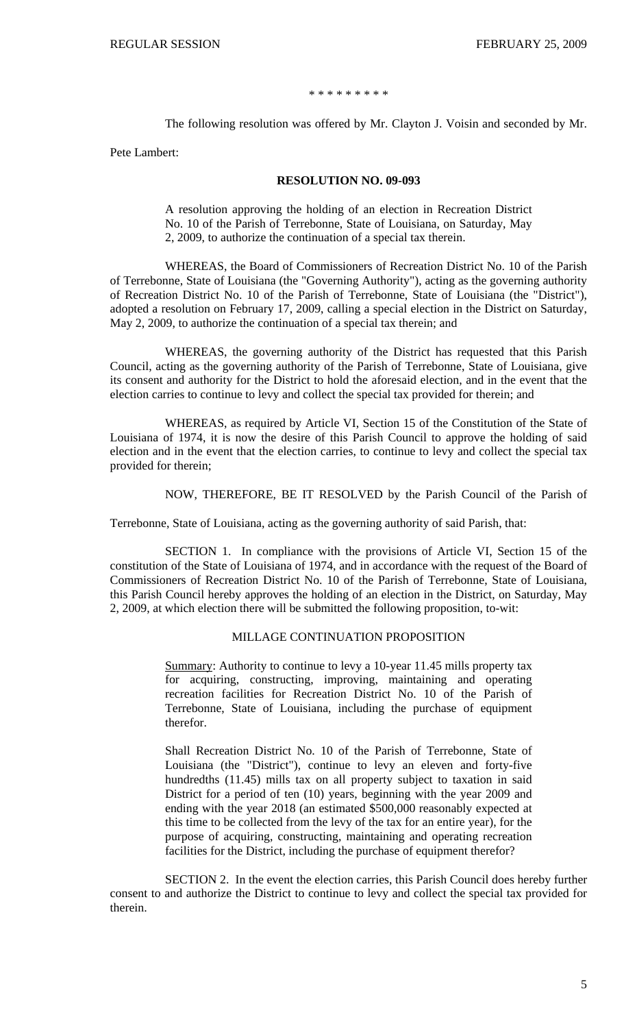\* \* \* \* \* \* \* \* \*

The following resolution was offered by Mr. Clayton J. Voisin and seconded by Mr. Pete Lambert:

**RESOLUTION NO. 09-093**

A resolution approving the holding of an election in Recreation District No. 10 of the Parish of Terrebonne, State of Louisiana, on Saturday, May 2, 2009, to authorize the continuation of a special tax therein.

WHEREAS, the Board of Commissioners of Recreation District No. 10 of the Parish of Terrebonne, State of Louisiana (the "Governing Authority"), acting as the governing authority of Recreation District No. 10 of the Parish of Terrebonne, State of Louisiana (the "District"), adopted a resolution on February 17, 2009, calling a special election in the District on Saturday, May 2, 2009, to authorize the continuation of a special tax therein; and

WHEREAS, the governing authority of the District has requested that this Parish Council, acting as the governing authority of the Parish of Terrebonne, State of Louisiana, give its consent and authority for the District to hold the aforesaid election, and in the event that the election carries to continue to levy and collect the special tax provided for therein; and

WHEREAS, as required by Article VI, Section 15 of the Constitution of the State of Louisiana of 1974, it is now the desire of this Parish Council to approve the holding of said election and in the event that the election carries, to continue to levy and collect the special tax provided for therein;

NOW, THEREFORE, BE IT RESOLVED by the Parish Council of the Parish of Terrebonne, State of Louisiana, acting as the governing authority of said Parish, that:

SECTION 1. In compliance with the provisions of Article VI, Section 15 of the constitution of the State of Louisiana of 1974, and in accordance with the request of the Board of Commissioners of Recreation District No. 10 of the Parish of Terrebonne, State of Louisiana, this Parish Council hereby approves the holding of an election in the District, on Saturday, May 2, 2009, at which election there will be submitted the following proposition, to-wit:

MILLAGE CONTINUATION PROPOSITION

Summary: Authority to continue to levy a 10-year 11.45 mills property tax for acquiring, constructing, improving, maintaining and operating recreation facilities for Recreation District No. 10 of the Parish of Terrebonne, State of Louisiana, including the purchase of equipment therefor.

Shall Recreation District No. 10 of the Parish of Terrebonne, State of Louisiana (the "District"), continue to levy an eleven and forty-five hundredths (11.45) mills tax on all property subject to taxation in said District for a period of ten (10) years, beginning with the year 2009 and ending with the year 2018 (an estimated $500,000 reasonably expected at this time to be collected from the levy of the tax for an entire year), for the purpose of acquiring, constructing, maintaining and operating recreation facilities for the District, including the purchase of equipment therefor?

SECTION 2. In the event the election carries, this Parish Council does hereby further consent to and authorize the District to continue to levy and collect the special tax provided for therein.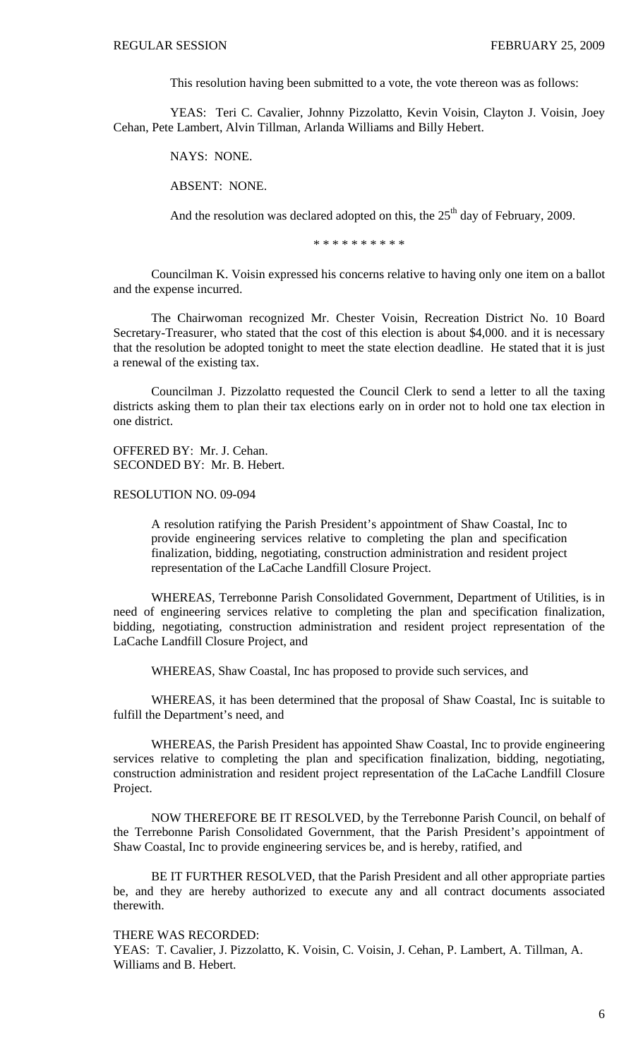This resolution having been submitted to a vote, the vote thereon was as follows:

YEAS: Teri C. Cavalier, Johnny Pizzolatto, Kevin Voisin, Clayton J. Voisin, Joey Cehan, Pete Lambert, Alvin Tillman, Arlanda Williams and Billy Hebert.

NAYS: NONE.

ABSENT: NONE.

And the resolution was declared adopted on this, the 25th day of February, 2009.

\* \* \* \* \* \* \* \* \* \*

Councilman K. Voisin expressed his concerns relative to having only one item on a ballot and the expense incurred.

The Chairwoman recognized Mr. Chester Voisin, Recreation District No. 10 Board Secretary-Treasurer, who stated that the cost of this election is about $4,000. and it is necessary that the resolution be adopted tonight to meet the state election deadline. He stated that it is just a renewal of the existing tax.

Councilman J. Pizzolatto requested the Council Clerk to send a letter to all the taxing districts asking them to plan their tax elections early on in order not to hold one tax election in one district.

OFFERED BY: Mr. J. Cehan.
SECONDED BY: Mr. B. Hebert.

RESOLUTION NO. 09-094

A resolution ratifying the Parish President's appointment of Shaw Coastal, Inc to provide engineering services relative to completing the plan and specification finalization, bidding, negotiating, construction administration and resident project representation of the LaCache Landfill Closure Project.

WHEREAS, Terrebonne Parish Consolidated Government, Department of Utilities, is in need of engineering services relative to completing the plan and specification finalization, bidding, negotiating, construction administration and resident project representation of the LaCache Landfill Closure Project, and

WHEREAS, Shaw Coastal, Inc has proposed to provide such services, and

WHEREAS, it has been determined that the proposal of Shaw Coastal, Inc is suitable to fulfill the Department's need, and

WHEREAS, the Parish President has appointed Shaw Coastal, Inc to provide engineering services relative to completing the plan and specification finalization, bidding, negotiating, construction administration and resident project representation of the LaCache Landfill Closure Project.

NOW THEREFORE BE IT RESOLVED, by the Terrebonne Parish Council, on behalf of the Terrebonne Parish Consolidated Government, that the Parish President's appointment of Shaw Coastal, Inc to provide engineering services be, and is hereby, ratified, and

BE IT FURTHER RESOLVED, that the Parish President and all other appropriate parties be, and they are hereby authorized to execute any and all contract documents associated therewith.

THERE WAS RECORDED:
YEAS: T. Cavalier, J. Pizzolatto, K. Voisin, C. Voisin, J. Cehan, P. Lambert, A. Tillman, A. Williams and B. Hebert.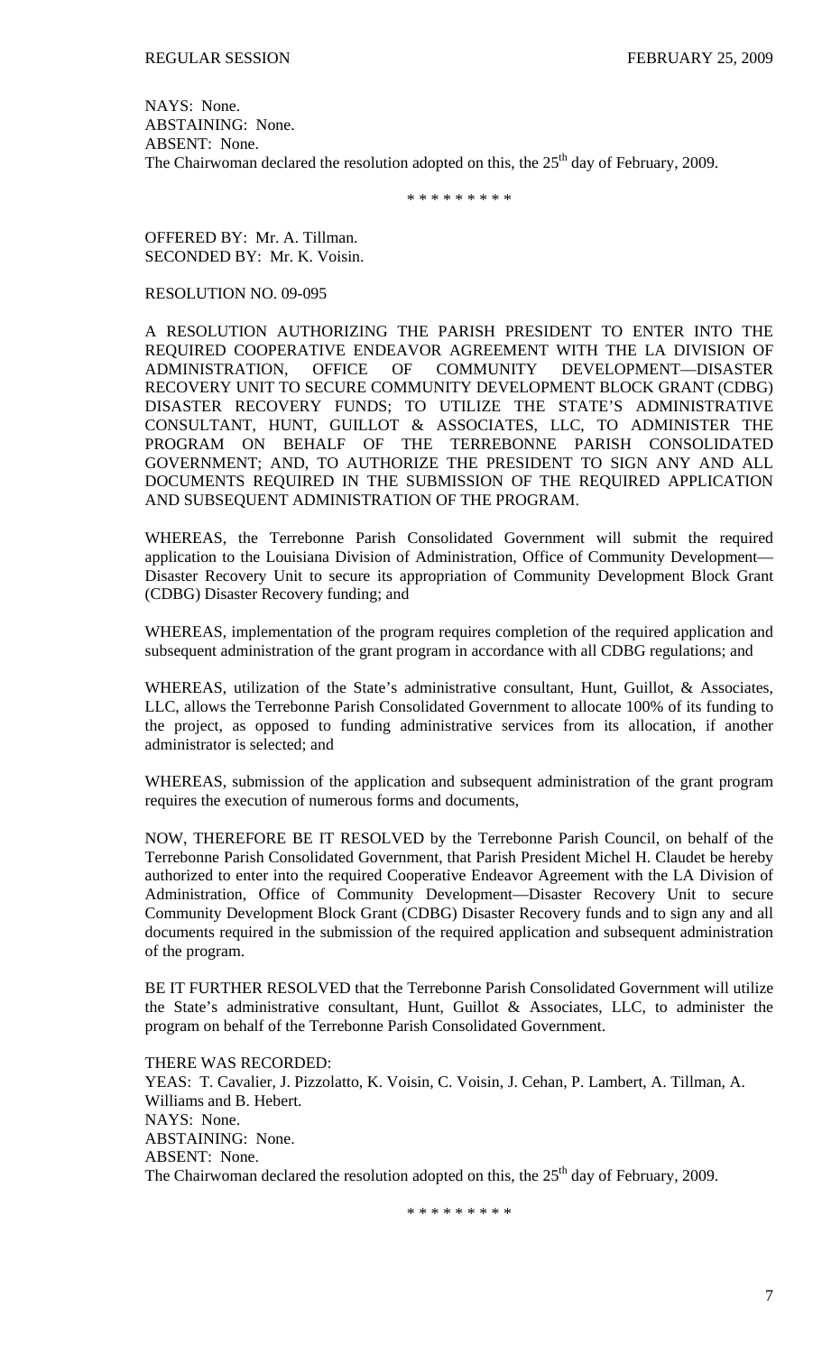NAYS: None.
ABSTAINING: None.
ABSENT: None.
The Chairwoman declared the resolution adopted on this, the 25th day of February, 2009.

\* \* \* \* \* \* \* \* \*

OFFERED BY: Mr. A. Tillman.
SECONDED BY: Mr. K. Voisin.

RESOLUTION NO. 09-095

A RESOLUTION AUTHORIZING THE PARISH PRESIDENT TO ENTER INTO THE REQUIRED COOPERATIVE ENDEAVOR AGREEMENT WITH THE LA DIVISION OF ADMINISTRATION, OFFICE OF COMMUNITY DEVELOPMENT—DISASTER RECOVERY UNIT TO SECURE COMMUNITY DEVELOPMENT BLOCK GRANT (CDBG) DISASTER RECOVERY FUNDS; TO UTILIZE THE STATE'S ADMINISTRATIVE CONSULTANT, HUNT, GUILLOT & ASSOCIATES, LLC, TO ADMINISTER THE PROGRAM ON BEHALF OF THE TERREBONNE PARISH CONSOLIDATED GOVERNMENT; AND, TO AUTHORIZE THE PRESIDENT TO SIGN ANY AND ALL DOCUMENTS REQUIRED IN THE SUBMISSION OF THE REQUIRED APPLICATION AND SUBSEQUENT ADMINISTRATION OF THE PROGRAM.

WHEREAS, the Terrebonne Parish Consolidated Government will submit the required application to the Louisiana Division of Administration, Office of Community Development—Disaster Recovery Unit to secure its appropriation of Community Development Block Grant (CDBG) Disaster Recovery funding; and

WHEREAS, implementation of the program requires completion of the required application and subsequent administration of the grant program in accordance with all CDBG regulations; and

WHEREAS, utilization of the State's administrative consultant, Hunt, Guillot, & Associates, LLC, allows the Terrebonne Parish Consolidated Government to allocate 100% of its funding to the project, as opposed to funding administrative services from its allocation, if another administrator is selected; and

WHEREAS, submission of the application and subsequent administration of the grant program requires the execution of numerous forms and documents,

NOW, THEREFORE BE IT RESOLVED by the Terrebonne Parish Council, on behalf of the Terrebonne Parish Consolidated Government, that Parish President Michel H. Claudet be hereby authorized to enter into the required Cooperative Endeavor Agreement with the LA Division of Administration, Office of Community Development—Disaster Recovery Unit to secure Community Development Block Grant (CDBG) Disaster Recovery funds and to sign any and all documents required in the submission of the required application and subsequent administration of the program.

BE IT FURTHER RESOLVED that the Terrebonne Parish Consolidated Government will utilize the State's administrative consultant, Hunt, Guillot & Associates, LLC, to administer the program on behalf of the Terrebonne Parish Consolidated Government.

THERE WAS RECORDED:
YEAS: T. Cavalier, J. Pizzolatto, K. Voisin, C. Voisin, J. Cehan, P. Lambert, A. Tillman, A. Williams and B. Hebert.
NAYS: None.
ABSTAINING: None.
ABSENT: None.
The Chairwoman declared the resolution adopted on this, the 25th day of February, 2009.

\* \* \* \* \* \* \* \* \*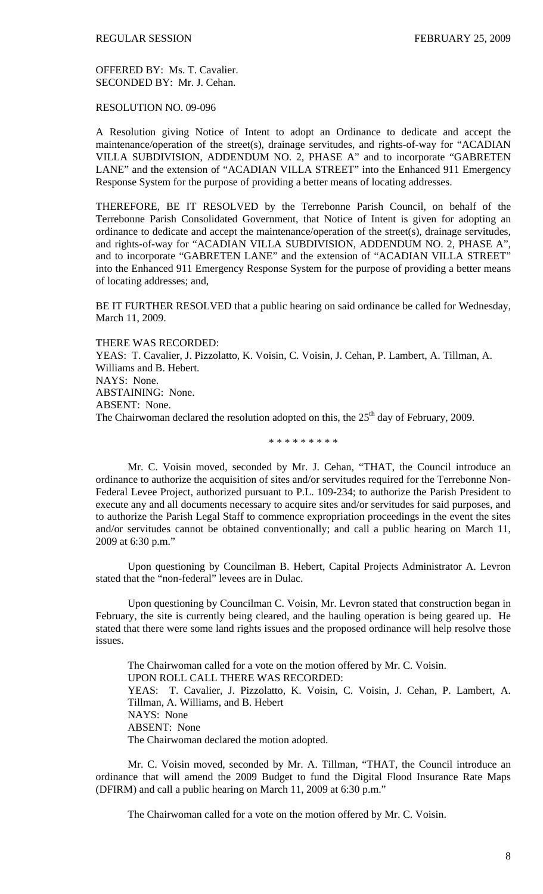OFFERED BY: Ms. T. Cavalier.
SECONDED BY: Mr. J. Cehan.

RESOLUTION NO. 09-096

A Resolution giving Notice of Intent to adopt an Ordinance to dedicate and accept the maintenance/operation of the street(s), drainage servitudes, and rights-of-way for "ACADIAN VILLA SUBDIVISION, ADDENDUM NO. 2, PHASE A" and to incorporate "GABRETEN LANE" and the extension of "ACADIAN VILLA STREET" into the Enhanced 911 Emergency Response System for the purpose of providing a better means of locating addresses.

THEREFORE, BE IT RESOLVED by the Terrebonne Parish Council, on behalf of the Terrebonne Parish Consolidated Government, that Notice of Intent is given for adopting an ordinance to dedicate and accept the maintenance/operation of the street(s), drainage servitudes, and rights-of-way for "ACADIAN VILLA SUBDIVISION, ADDENDUM NO. 2, PHASE A", and to incorporate "GABRETEN LANE" and the extension of "ACADIAN VILLA STREET" into the Enhanced 911 Emergency Response System for the purpose of providing a better means of locating addresses; and,

BE IT FURTHER RESOLVED that a public hearing on said ordinance be called for Wednesday, March 11, 2009.

THERE WAS RECORDED:
YEAS: T. Cavalier, J. Pizzolatto, K. Voisin, C. Voisin, J. Cehan, P. Lambert, A. Tillman, A. Williams and B. Hebert.
NAYS: None.
ABSTAINING: None.
ABSENT: None.
The Chairwoman declared the resolution adopted on this, the 25th day of February, 2009.

\* \* \* \* \* \* \* \* \*

Mr. C. Voisin moved, seconded by Mr. J. Cehan, "THAT, the Council introduce an ordinance to authorize the acquisition of sites and/or servitudes required for the Terrebonne Non-Federal Levee Project, authorized pursuant to P.L. 109-234; to authorize the Parish President to execute any and all documents necessary to acquire sites and/or servitudes for said purposes, and to authorize the Parish Legal Staff to commence expropriation proceedings in the event the sites and/or servitudes cannot be obtained conventionally; and call a public hearing on March 11, 2009 at 6:30 p.m."

Upon questioning by Councilman B. Hebert, Capital Projects Administrator A. Levron stated that the "non-federal" levees are in Dulac.

Upon questioning by Councilman C. Voisin, Mr. Levron stated that construction began in February, the site is currently being cleared, and the hauling operation is being geared up. He stated that there were some land rights issues and the proposed ordinance will help resolve those issues.

The Chairwoman called for a vote on the motion offered by Mr. C. Voisin.
UPON ROLL CALL THERE WAS RECORDED:
YEAS: T. Cavalier, J. Pizzolatto, K. Voisin, C. Voisin, J. Cehan, P. Lambert, A. Tillman, A. Williams, and B. Hebert
NAYS: None
ABSENT: None
The Chairwoman declared the motion adopted.

Mr. C. Voisin moved, seconded by Mr. A. Tillman, "THAT, the Council introduce an ordinance that will amend the 2009 Budget to fund the Digital Flood Insurance Rate Maps (DFIRM) and call a public hearing on March 11, 2009 at 6:30 p.m."

The Chairwoman called for a vote on the motion offered by Mr. C. Voisin.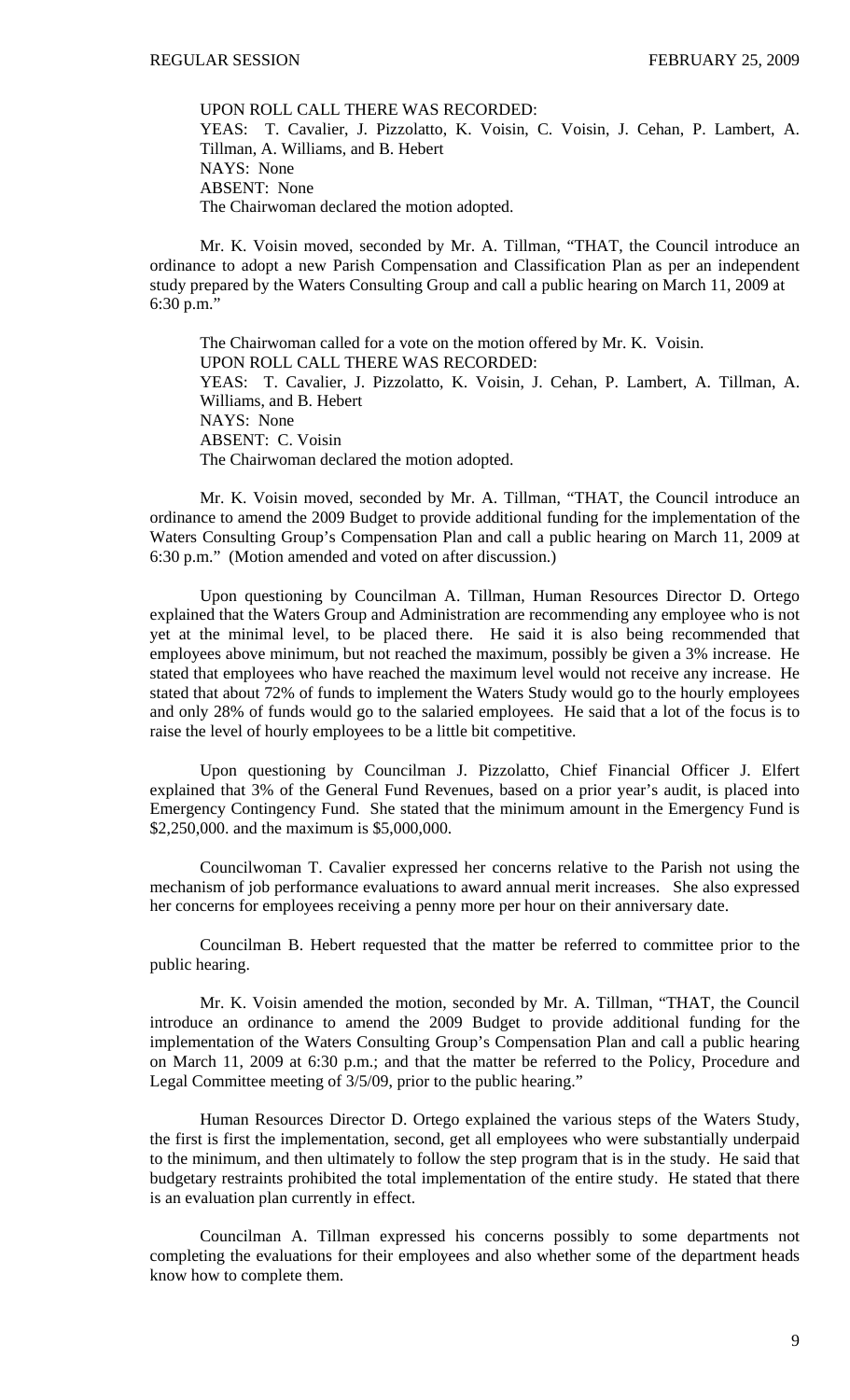UPON ROLL CALL THERE WAS RECORDED:
YEAS: T. Cavalier, J. Pizzolatto, K. Voisin, C. Voisin, J. Cehan, P. Lambert, A. Tillman, A. Williams, and B. Hebert
NAYS: None
ABSENT: None
The Chairwoman declared the motion adopted.

Mr. K. Voisin moved, seconded by Mr. A. Tillman, "THAT, the Council introduce an ordinance to adopt a new Parish Compensation and Classification Plan as per an independent study prepared by the Waters Consulting Group and call a public hearing on March 11, 2009 at 6:30 p.m."

The Chairwoman called for a vote on the motion offered by Mr. K. Voisin.
UPON ROLL CALL THERE WAS RECORDED:
YEAS: T. Cavalier, J. Pizzolatto, K. Voisin, J. Cehan, P. Lambert, A. Tillman, A. Williams, and B. Hebert
NAYS: None
ABSENT: C. Voisin
The Chairwoman declared the motion adopted.

Mr. K. Voisin moved, seconded by Mr. A. Tillman, "THAT, the Council introduce an ordinance to amend the 2009 Budget to provide additional funding for the implementation of the Waters Consulting Group's Compensation Plan and call a public hearing on March 11, 2009 at 6:30 p.m." (Motion amended and voted on after discussion.)

Upon questioning by Councilman A. Tillman, Human Resources Director D. Ortego explained that the Waters Group and Administration are recommending any employee who is not yet at the minimal level, to be placed there. He said it is also being recommended that employees above minimum, but not reached the maximum, possibly be given a 3% increase. He stated that employees who have reached the maximum level would not receive any increase. He stated that about 72% of funds to implement the Waters Study would go to the hourly employees and only 28% of funds would go to the salaried employees. He said that a lot of the focus is to raise the level of hourly employees to be a little bit competitive.

Upon questioning by Councilman J. Pizzolatto, Chief Financial Officer J. Elfert explained that 3% of the General Fund Revenues, based on a prior year's audit, is placed into Emergency Contingency Fund. She stated that the minimum amount in the Emergency Fund is $2,250,000. and the maximum is $5,000,000.

Councilwoman T. Cavalier expressed her concerns relative to the Parish not using the mechanism of job performance evaluations to award annual merit increases. She also expressed her concerns for employees receiving a penny more per hour on their anniversary date.

Councilman B. Hebert requested that the matter be referred to committee prior to the public hearing.

Mr. K. Voisin amended the motion, seconded by Mr. A. Tillman, "THAT, the Council introduce an ordinance to amend the 2009 Budget to provide additional funding for the implementation of the Waters Consulting Group's Compensation Plan and call a public hearing on March 11, 2009 at 6:30 p.m.; and that the matter be referred to the Policy, Procedure and Legal Committee meeting of 3/5/09, prior to the public hearing."

Human Resources Director D. Ortego explained the various steps of the Waters Study, the first is first the implementation, second, get all employees who were substantially underpaid to the minimum, and then ultimately to follow the step program that is in the study. He said that budgetary restraints prohibited the total implementation of the entire study. He stated that there is an evaluation plan currently in effect.

Councilman A. Tillman expressed his concerns possibly to some departments not completing the evaluations for their employees and also whether some of the department heads know how to complete them.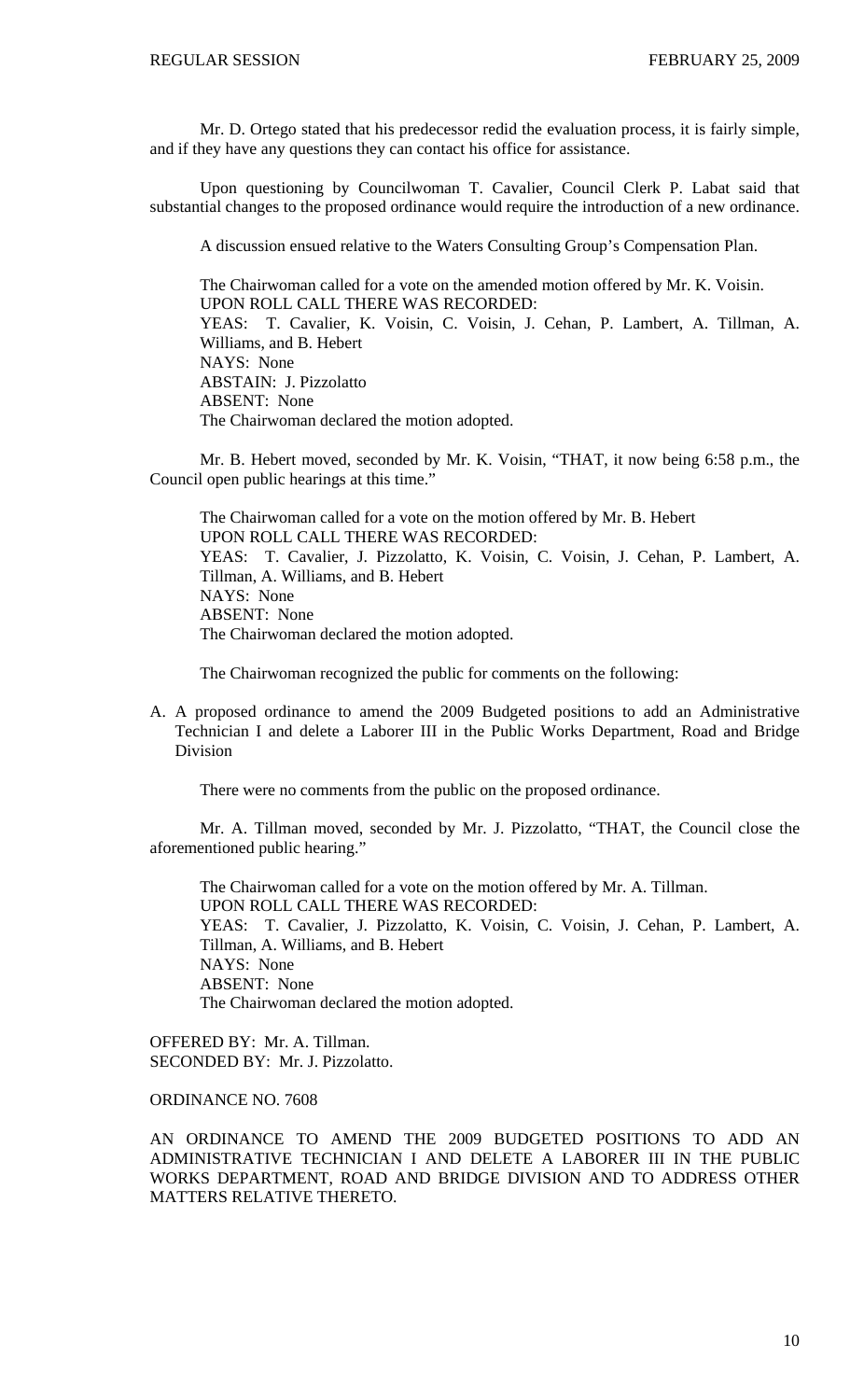Mr. D. Ortego stated that his predecessor redid the evaluation process, it is fairly simple, and if they have any questions they can contact his office for assistance.

Upon questioning by Councilwoman T. Cavalier, Council Clerk P. Labat said that substantial changes to the proposed ordinance would require the introduction of a new ordinance.

A discussion ensued relative to the Waters Consulting Group's Compensation Plan.

The Chairwoman called for a vote on the amended motion offered by Mr. K. Voisin.
UPON ROLL CALL THERE WAS RECORDED:
YEAS: T. Cavalier, K. Voisin, C. Voisin, J. Cehan, P. Lambert, A. Tillman, A. Williams, and B. Hebert
NAYS: None
ABSTAIN: J. Pizzolatto
ABSENT: None
The Chairwoman declared the motion adopted.

Mr. B. Hebert moved, seconded by Mr. K. Voisin, "THAT, it now being 6:58 p.m., the Council open public hearings at this time."

The Chairwoman called for a vote on the motion offered by Mr. B. Hebert
UPON ROLL CALL THERE WAS RECORDED:
YEAS: T. Cavalier, J. Pizzolatto, K. Voisin, C. Voisin, J. Cehan, P. Lambert, A. Tillman, A. Williams, and B. Hebert
NAYS: None
ABSENT: None
The Chairwoman declared the motion adopted.

The Chairwoman recognized the public for comments on the following:

A. A proposed ordinance to amend the 2009 Budgeted positions to add an Administrative Technician I and delete a Laborer III in the Public Works Department, Road and Bridge Division

There were no comments from the public on the proposed ordinance.

Mr. A. Tillman moved, seconded by Mr. J. Pizzolatto, "THAT, the Council close the aforementioned public hearing."

The Chairwoman called for a vote on the motion offered by Mr. A. Tillman.
UPON ROLL CALL THERE WAS RECORDED:
YEAS: T. Cavalier, J. Pizzolatto, K. Voisin, C. Voisin, J. Cehan, P. Lambert, A. Tillman, A. Williams, and B. Hebert
NAYS: None
ABSENT: None
The Chairwoman declared the motion adopted.

OFFERED BY: Mr. A. Tillman.
SECONDED BY: Mr. J. Pizzolatto.

ORDINANCE NO. 7608

AN ORDINANCE TO AMEND THE 2009 BUDGETED POSITIONS TO ADD AN ADMINISTRATIVE TECHNICIAN I AND DELETE A LABORER III IN THE PUBLIC WORKS DEPARTMENT, ROAD AND BRIDGE DIVISION AND TO ADDRESS OTHER MATTERS RELATIVE THERETO.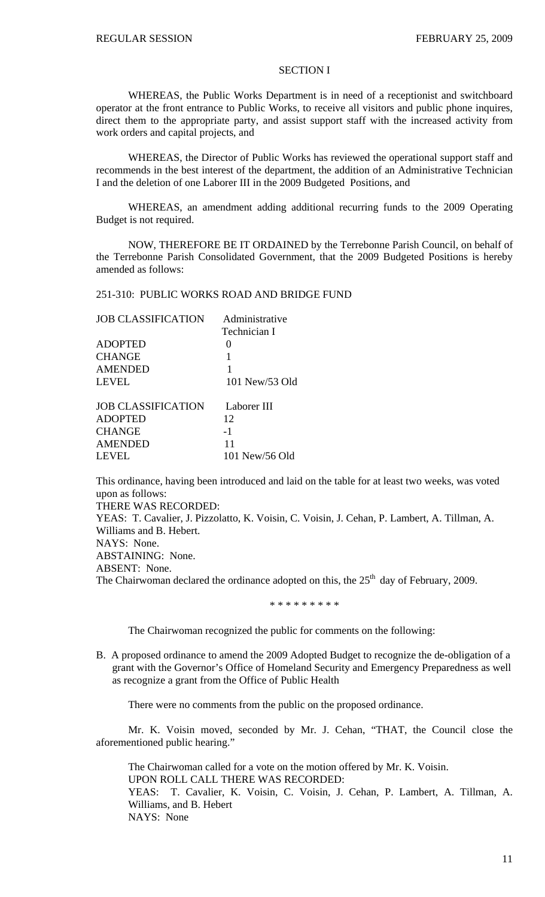## SECTION I

WHEREAS, the Public Works Department is in need of a receptionist and switchboard operator at the front entrance to Public Works, to receive all visitors and public phone inquires, direct them to the appropriate party, and assist support staff with the increased activity from work orders and capital projects, and

WHEREAS, the Director of Public Works has reviewed the operational support staff and recommends in the best interest of the department, the addition of an Administrative Technician I and the deletion of one Laborer III in the 2009 Budgeted Positions, and

WHEREAS, an amendment adding additional recurring funds to the 2009 Operating Budget is not required.

NOW, THEREFORE BE IT ORDAINED by the Terrebonne Parish Council, on behalf of the Terrebonne Parish Consolidated Government, that the 2009 Budgeted Positions is hereby amended as follows:

251-310: PUBLIC WORKS ROAD AND BRIDGE FUND

| JOB CLASSIFICATION | Administrative Technician I |
|---|---|
| ADOPTED | 0 |
| CHANGE | 1 |
| AMENDED | 1 |
| LEVEL | 101 New/53 Old |

| JOB CLASSIFICATION | Laborer III |
|---|---|
| ADOPTED | 12 |
| CHANGE | -1 |
| AMENDED | 11 |
| LEVEL | 101 New/56 Old |

This ordinance, having been introduced and laid on the table for at least two weeks, was voted upon as follows:
THERE WAS RECORDED:
YEAS: T. Cavalier, J. Pizzolatto, K. Voisin, C. Voisin, J. Cehan, P. Lambert, A. Tillman, A. Williams and B. Hebert.
NAYS: None.
ABSTAINING: None.
ABSENT: None.
The Chairwoman declared the ordinance adopted on this, the 25th day of February, 2009.

\* \* \* \* \* \* \* \* \*

The Chairwoman recognized the public for comments on the following:

B. A proposed ordinance to amend the 2009 Adopted Budget to recognize the de-obligation of a grant with the Governor's Office of Homeland Security and Emergency Preparedness as well as recognize a grant from the Office of Public Health

There were no comments from the public on the proposed ordinance.

Mr. K. Voisin moved, seconded by Mr. J. Cehan, "THAT, the Council close the aforementioned public hearing."

The Chairwoman called for a vote on the motion offered by Mr. K. Voisin.
UPON ROLL CALL THERE WAS RECORDED:
YEAS: T. Cavalier, K. Voisin, C. Voisin, J. Cehan, P. Lambert, A. Tillman, A. Williams, and B. Hebert
NAYS: None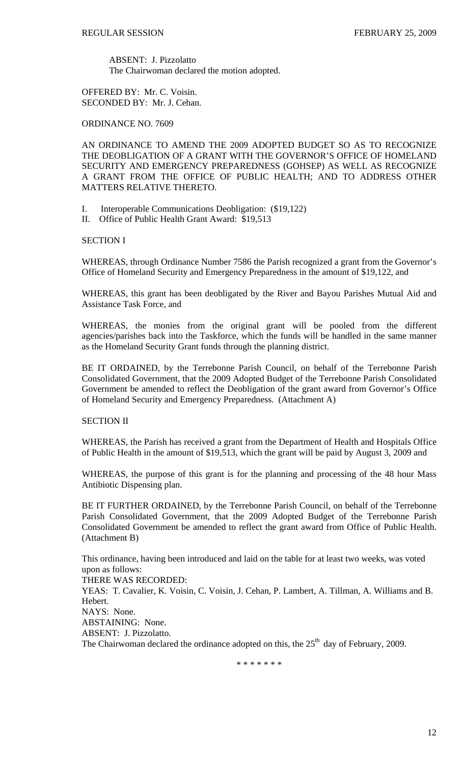ABSENT: J. Pizzolatto
The Chairwoman declared the motion adopted.

OFFERED BY: Mr. C. Voisin.
SECONDED BY: Mr. J. Cehan.

ORDINANCE NO. 7609

AN ORDINANCE TO AMEND THE 2009 ADOPTED BUDGET SO AS TO RECOGNIZE THE DEOBLIGATION OF A GRANT WITH THE GOVERNOR'S OFFICE OF HOMELAND SECURITY AND EMERGENCY PREPAREDNESS (GOHSEP) AS WELL AS RECOGNIZE A GRANT FROM THE OFFICE OF PUBLIC HEALTH; AND TO ADDRESS OTHER MATTERS RELATIVE THERETO.

I. Interoperable Communications Deobligation: ($19,122)
II. Office of Public Health Grant Award: $19,513

SECTION I

WHEREAS, through Ordinance Number 7586 the Parish recognized a grant from the Governor's Office of Homeland Security and Emergency Preparedness in the amount of $19,122, and

WHEREAS, this grant has been deobligated by the River and Bayou Parishes Mutual Aid and Assistance Task Force, and

WHEREAS, the monies from the original grant will be pooled from the different agencies/parishes back into the Taskforce, which the funds will be handled in the same manner as the Homeland Security Grant funds through the planning district.

BE IT ORDAINED, by the Terrebonne Parish Council, on behalf of the Terrebonne Parish Consolidated Government, that the 2009 Adopted Budget of the Terrebonne Parish Consolidated Government be amended to reflect the Deobligation of the grant award from Governor's Office of Homeland Security and Emergency Preparedness. (Attachment A)

SECTION II

WHEREAS, the Parish has received a grant from the Department of Health and Hospitals Office of Public Health in the amount of $19,513, which the grant will be paid by August 3, 2009 and

WHEREAS, the purpose of this grant is for the planning and processing of the 48 hour Mass Antibiotic Dispensing plan.

BE IT FURTHER ORDAINED, by the Terrebonne Parish Council, on behalf of the Terrebonne Parish Consolidated Government, that the 2009 Adopted Budget of the Terrebonne Parish Consolidated Government be amended to reflect the grant award from Office of Public Health. (Attachment B)

This ordinance, having been introduced and laid on the table for at least two weeks, was voted upon as follows:
THERE WAS RECORDED:
YEAS: T. Cavalier, K. Voisin, C. Voisin, J. Cehan, P. Lambert, A. Tillman, A. Williams and B. Hebert.
NAYS: None.
ABSTAINING: None.
ABSENT: J. Pizzolatto.
The Chairwoman declared the ordinance adopted on this, the 25th day of February, 2009.

\* \* \* \* \* \* \*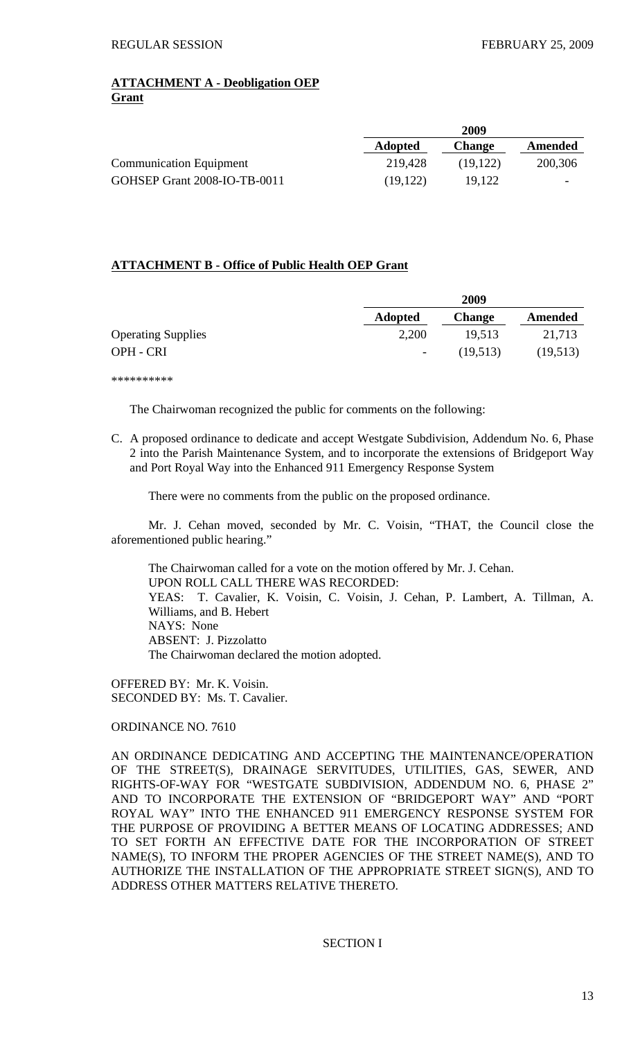**ATTACHMENT A - Deobligation OEP Grant**

| | 2009 | | |
|---|---|---|---|
| | **Adopted** | **Change** | **Amended** |
| Communication Equipment | 219,428 | (19,122) | 200,306 |
| GOHSEP Grant 2008-IO-TB-0011 | (19,122) | 19,122 | - |

**ATTACHMENT B - Office of Public Health OEP Grant**

| | 2009 | | |
|---|---|---|---|
| | **Adopted** | **Change** | **Amended** |
| Operating Supplies | 2,200 | 19,513 | 21,713 |
| OPH - CRI | - | (19,513) | (19,513) |

\*\*\*\*\*\*\*\*\*\*

The Chairwoman recognized the public for comments on the following:

C. A proposed ordinance to dedicate and accept Westgate Subdivision, Addendum No. 6, Phase 2 into the Parish Maintenance System, and to incorporate the extensions of Bridgeport Way and Port Royal Way into the Enhanced 911 Emergency Response System

There were no comments from the public on the proposed ordinance.

Mr. J. Cehan moved, seconded by Mr. C. Voisin, "THAT, the Council close the aforementioned public hearing."

The Chairwoman called for a vote on the motion offered by Mr. J. Cehan.
UPON ROLL CALL THERE WAS RECORDED:
YEAS: T. Cavalier, K. Voisin, C. Voisin, J. Cehan, P. Lambert, A. Tillman, A. Williams, and B. Hebert
NAYS: None
ABSENT: J. Pizzolatto
The Chairwoman declared the motion adopted.

OFFERED BY: Mr. K. Voisin.
SECONDED BY: Ms. T. Cavalier.

ORDINANCE NO. 7610

AN ORDINANCE DEDICATING AND ACCEPTING THE MAINTENANCE/OPERATION OF THE STREET(S), DRAINAGE SERVITUDES, UTILITIES, GAS, SEWER, AND RIGHTS-OF-WAY FOR "WESTGATE SUBDIVISION, ADDENDUM NO. 6, PHASE 2" AND TO INCORPORATE THE EXTENSION OF "BRIDGEPORT WAY" AND "PORT ROYAL WAY" INTO THE ENHANCED 911 EMERGENCY RESPONSE SYSTEM FOR THE PURPOSE OF PROVIDING A BETTER MEANS OF LOCATING ADDRESSES; AND TO SET FORTH AN EFFECTIVE DATE FOR THE INCORPORATION OF STREET NAME(S), TO INFORM THE PROPER AGENCIES OF THE STREET NAME(S), AND TO AUTHORIZE THE INSTALLATION OF THE APPROPRIATE STREET SIGN(S), AND TO ADDRESS OTHER MATTERS RELATIVE THERETO.

SECTION I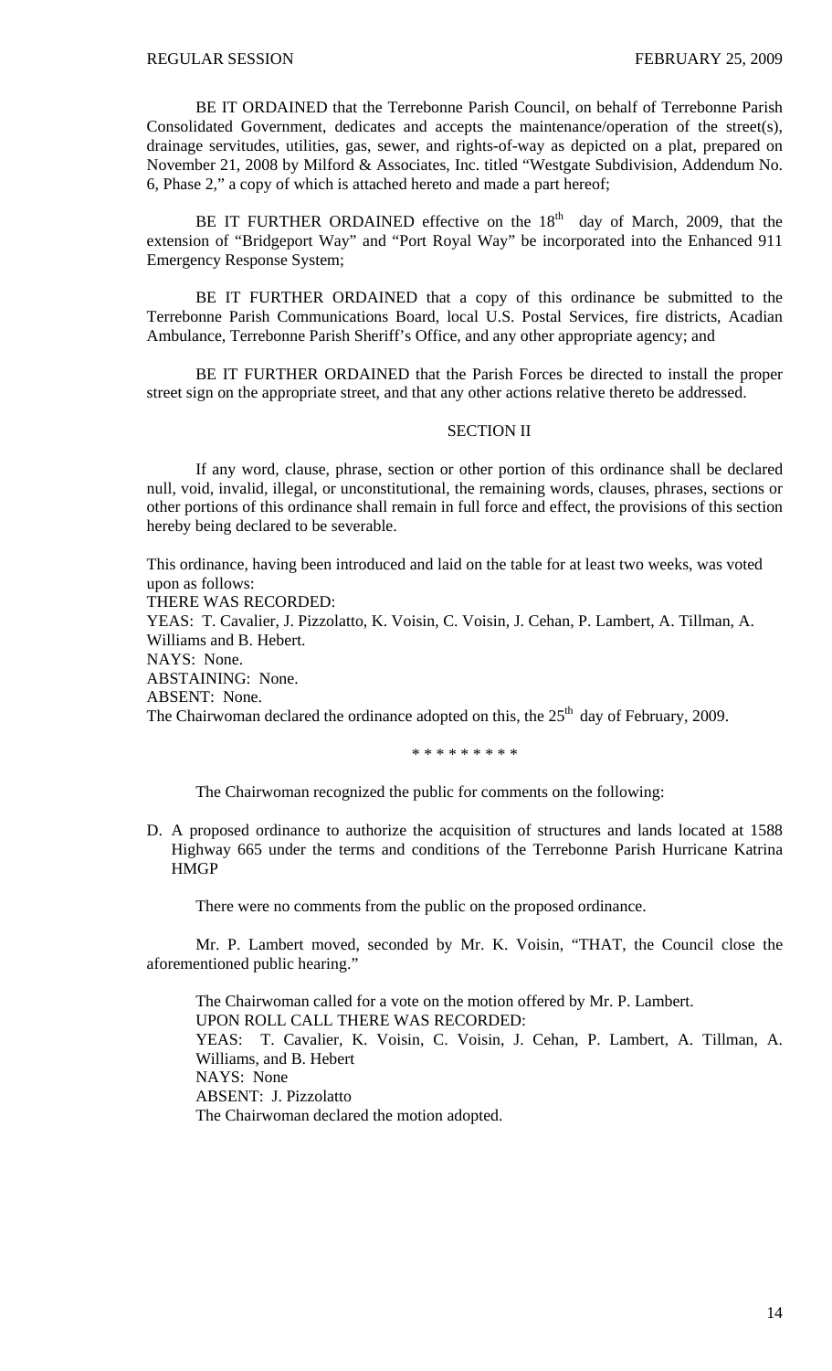BE IT ORDAINED that the Terrebonne Parish Council, on behalf of Terrebonne Parish Consolidated Government, dedicates and accepts the maintenance/operation of the street(s), drainage servitudes, utilities, gas, sewer, and rights-of-way as depicted on a plat, prepared on November 21, 2008 by Milford & Associates, Inc. titled "Westgate Subdivision, Addendum No. 6, Phase 2," a copy of which is attached hereto and made a part hereof;

BE IT FURTHER ORDAINED effective on the 18th day of March, 2009, that the extension of "Bridgeport Way" and "Port Royal Way" be incorporated into the Enhanced 911 Emergency Response System;

BE IT FURTHER ORDAINED that a copy of this ordinance be submitted to the Terrebonne Parish Communications Board, local U.S. Postal Services, fire districts, Acadian Ambulance, Terrebonne Parish Sheriff's Office, and any other appropriate agency; and

BE IT FURTHER ORDAINED that the Parish Forces be directed to install the proper street sign on the appropriate street, and that any other actions relative thereto be addressed.

SECTION II

If any word, clause, phrase, section or other portion of this ordinance shall be declared null, void, invalid, illegal, or unconstitutional, the remaining words, clauses, phrases, sections or other portions of this ordinance shall remain in full force and effect, the provisions of this section hereby being declared to be severable.

This ordinance, having been introduced and laid on the table for at least two weeks, was voted upon as follows:
THERE WAS RECORDED:
YEAS: T. Cavalier, J. Pizzolatto, K. Voisin, C. Voisin, J. Cehan, P. Lambert, A. Tillman, A. Williams and B. Hebert.
NAYS: None.
ABSTAINING: None.
ABSENT: None.
The Chairwoman declared the ordinance adopted on this, the 25th day of February, 2009.

\* \* \* \* \* \* \* \* \*

The Chairwoman recognized the public for comments on the following:

D. A proposed ordinance to authorize the acquisition of structures and lands located at 1588 Highway 665 under the terms and conditions of the Terrebonne Parish Hurricane Katrina HMGP

There were no comments from the public on the proposed ordinance.

Mr. P. Lambert moved, seconded by Mr. K. Voisin, "THAT, the Council close the aforementioned public hearing."

The Chairwoman called for a vote on the motion offered by Mr. P. Lambert.
UPON ROLL CALL THERE WAS RECORDED:
YEAS: T. Cavalier, K. Voisin, C. Voisin, J. Cehan, P. Lambert, A. Tillman, A. Williams, and B. Hebert
NAYS: None
ABSENT: J. Pizzolatto
The Chairwoman declared the motion adopted.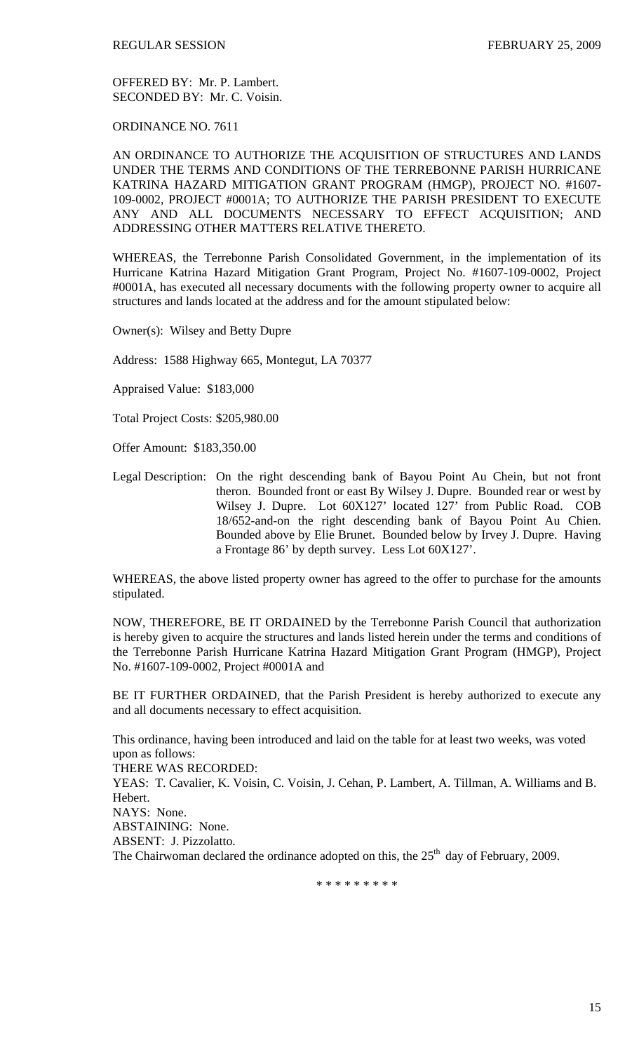OFFERED BY: Mr. P. Lambert.
SECONDED BY: Mr. C. Voisin.

ORDINANCE NO. 7611

AN ORDINANCE TO AUTHORIZE THE ACQUISITION OF STRUCTURES AND LANDS UNDER THE TERMS AND CONDITIONS OF THE TERREBONNE PARISH HURRICANE KATRINA HAZARD MITIGATION GRANT PROGRAM (HMGP), PROJECT NO. #1607-109-0002, PROJECT #0001A; TO AUTHORIZE THE PARISH PRESIDENT TO EXECUTE ANY AND ALL DOCUMENTS NECESSARY TO EFFECT ACQUISITION; AND ADDRESSING OTHER MATTERS RELATIVE THERETO.

WHEREAS, the Terrebonne Parish Consolidated Government, in the implementation of its Hurricane Katrina Hazard Mitigation Grant Program, Project No. #1607-109-0002, Project #0001A, has executed all necessary documents with the following property owner to acquire all structures and lands located at the address and for the amount stipulated below:

Owner(s): Wilsey and Betty Dupre

Address: 1588 Highway 665, Montegut, LA 70377

Appraised Value: $183,000

Total Project Costs: $205,980.00

Offer Amount: $183,350.00

Legal Description: On the right descending bank of Bayou Point Au Chein, but not front theron. Bounded front or east By Wilsey J. Dupre. Bounded rear or west by Wilsey J. Dupre. Lot 60X127' located 127' from Public Road. COB 18/652-and-on the right descending bank of Bayou Point Au Chien. Bounded above by Elie Brunet. Bounded below by Irvey J. Dupre. Having a Frontage 86' by depth survey. Less Lot 60X127'.

WHEREAS, the above listed property owner has agreed to the offer to purchase for the amounts stipulated.

NOW, THEREFORE, BE IT ORDAINED by the Terrebonne Parish Council that authorization is hereby given to acquire the structures and lands listed herein under the terms and conditions of the Terrebonne Parish Hurricane Katrina Hazard Mitigation Grant Program (HMGP), Project No. #1607-109-0002, Project #0001A and

BE IT FURTHER ORDAINED, that the Parish President is hereby authorized to execute any and all documents necessary to effect acquisition.

This ordinance, having been introduced and laid on the table for at least two weeks, was voted upon as follows:
THERE WAS RECORDED:
YEAS: T. Cavalier, K. Voisin, C. Voisin, J. Cehan, P. Lambert, A. Tillman, A. Williams and B. Hebert.
NAYS: None.
ABSTAINING: None.
ABSENT: J. Pizzolatto.
The Chairwoman declared the ordinance adopted on this, the 25th day of February, 2009.

\* \* \* \* \* \* \* \* \*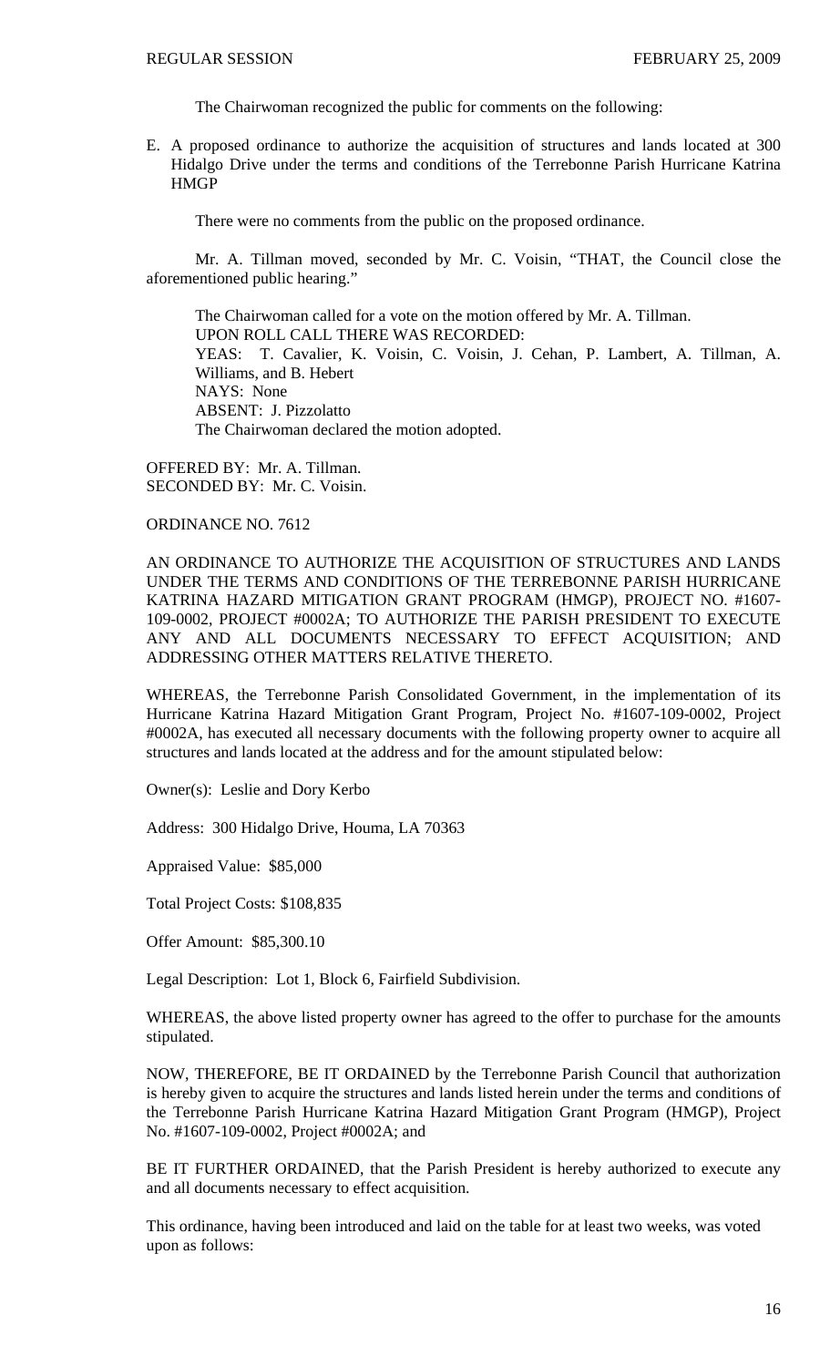The Chairwoman recognized the public for comments on the following:

E. A proposed ordinance to authorize the acquisition of structures and lands located at 300 Hidalgo Drive under the terms and conditions of the Terrebonne Parish Hurricane Katrina HMGP

There were no comments from the public on the proposed ordinance.

Mr. A. Tillman moved, seconded by Mr. C. Voisin, "THAT, the Council close the aforementioned public hearing."

The Chairwoman called for a vote on the motion offered by Mr. A. Tillman.
UPON ROLL CALL THERE WAS RECORDED:
YEAS: T. Cavalier, K. Voisin, C. Voisin, J. Cehan, P. Lambert, A. Tillman, A. Williams, and B. Hebert
NAYS: None
ABSENT: J. Pizzolatto
The Chairwoman declared the motion adopted.

OFFERED BY: Mr. A. Tillman.
SECONDED BY: Mr. C. Voisin.

ORDINANCE NO. 7612

AN ORDINANCE TO AUTHORIZE THE ACQUISITION OF STRUCTURES AND LANDS UNDER THE TERMS AND CONDITIONS OF THE TERREBONNE PARISH HURRICANE KATRINA HAZARD MITIGATION GRANT PROGRAM (HMGP), PROJECT NO. #1607-109-0002, PROJECT #0002A; TO AUTHORIZE THE PARISH PRESIDENT TO EXECUTE ANY AND ALL DOCUMENTS NECESSARY TO EFFECT ACQUISITION; AND ADDRESSING OTHER MATTERS RELATIVE THERETO.

WHEREAS, the Terrebonne Parish Consolidated Government, in the implementation of its Hurricane Katrina Hazard Mitigation Grant Program, Project No. #1607-109-0002, Project #0002A, has executed all necessary documents with the following property owner to acquire all structures and lands located at the address and for the amount stipulated below:

Owner(s): Leslie and Dory Kerbo

Address: 300 Hidalgo Drive, Houma, LA 70363

Appraised Value: $85,000

Total Project Costs: $108,835

Offer Amount: $85,300.10

Legal Description: Lot 1, Block 6, Fairfield Subdivision.

WHEREAS, the above listed property owner has agreed to the offer to purchase for the amounts stipulated.

NOW, THEREFORE, BE IT ORDAINED by the Terrebonne Parish Council that authorization is hereby given to acquire the structures and lands listed herein under the terms and conditions of the Terrebonne Parish Hurricane Katrina Hazard Mitigation Grant Program (HMGP), Project No. #1607-109-0002, Project #0002A; and

BE IT FURTHER ORDAINED, that the Parish President is hereby authorized to execute any and all documents necessary to effect acquisition.

This ordinance, having been introduced and laid on the table for at least two weeks, was voted upon as follows: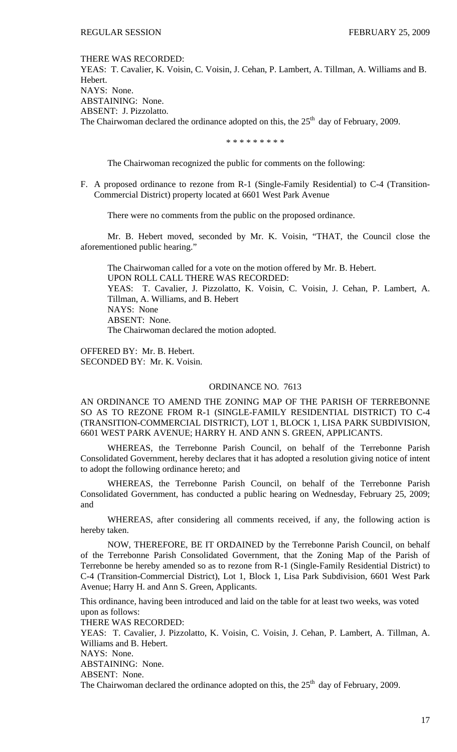THERE WAS RECORDED:
YEAS: T. Cavalier, K. Voisin, C. Voisin, J. Cehan, P. Lambert, A. Tillman, A. Williams and B. Hebert.
NAYS: None.
ABSTAINING: None.
ABSENT: J. Pizzolatto.
The Chairwoman declared the ordinance adopted on this, the 25th day of February, 2009.

\* \* \* \* \* \* \* \* \*

The Chairwoman recognized the public for comments on the following:

F. A proposed ordinance to rezone from R-1 (Single-Family Residential) to C-4 (Transition-Commercial District) property located at 6601 West Park Avenue

There were no comments from the public on the proposed ordinance.

Mr. B. Hebert moved, seconded by Mr. K. Voisin, "THAT, the Council close the aforementioned public hearing."

The Chairwoman called for a vote on the motion offered by Mr. B. Hebert.
UPON ROLL CALL THERE WAS RECORDED:
YEAS: T. Cavalier, J. Pizzolatto, K. Voisin, C. Voisin, J. Cehan, P. Lambert, A. Tillman, A. Williams, and B. Hebert
NAYS: None
ABSENT: None.
The Chairwoman declared the motion adopted.

OFFERED BY: Mr. B. Hebert.
SECONDED BY: Mr. K. Voisin.

ORDINANCE NO. 7613

AN ORDINANCE TO AMEND THE ZONING MAP OF THE PARISH OF TERREBONNE SO AS TO REZONE FROM R-1 (SINGLE-FAMILY RESIDENTIAL DISTRICT) TO C-4 (TRANSITION-COMMERCIAL DISTRICT), LOT 1, BLOCK 1, LISA PARK SUBDIVISION, 6601 WEST PARK AVENUE; HARRY H. AND ANN S. GREEN, APPLICANTS.

WHEREAS, the Terrebonne Parish Council, on behalf of the Terrebonne Parish Consolidated Government, hereby declares that it has adopted a resolution giving notice of intent to adopt the following ordinance hereto; and

WHEREAS, the Terrebonne Parish Council, on behalf of the Terrebonne Parish Consolidated Government, has conducted a public hearing on Wednesday, February 25, 2009; and

WHEREAS, after considering all comments received, if any, the following action is hereby taken.

NOW, THEREFORE, BE IT ORDAINED by the Terrebonne Parish Council, on behalf of the Terrebonne Parish Consolidated Government, that the Zoning Map of the Parish of Terrebonne be hereby amended so as to rezone from R-1 (Single-Family Residential District) to C-4 (Transition-Commercial District), Lot 1, Block 1, Lisa Park Subdivision, 6601 West Park Avenue; Harry H. and Ann S. Green, Applicants.

This ordinance, having been introduced and laid on the table for at least two weeks, was voted upon as follows:
THERE WAS RECORDED:
YEAS: T. Cavalier, J. Pizzolatto, K. Voisin, C. Voisin, J. Cehan, P. Lambert, A. Tillman, A. Williams and B. Hebert.
NAYS: None.
ABSTAINING: None.
ABSENT: None.
The Chairwoman declared the ordinance adopted on this, the 25th day of February, 2009.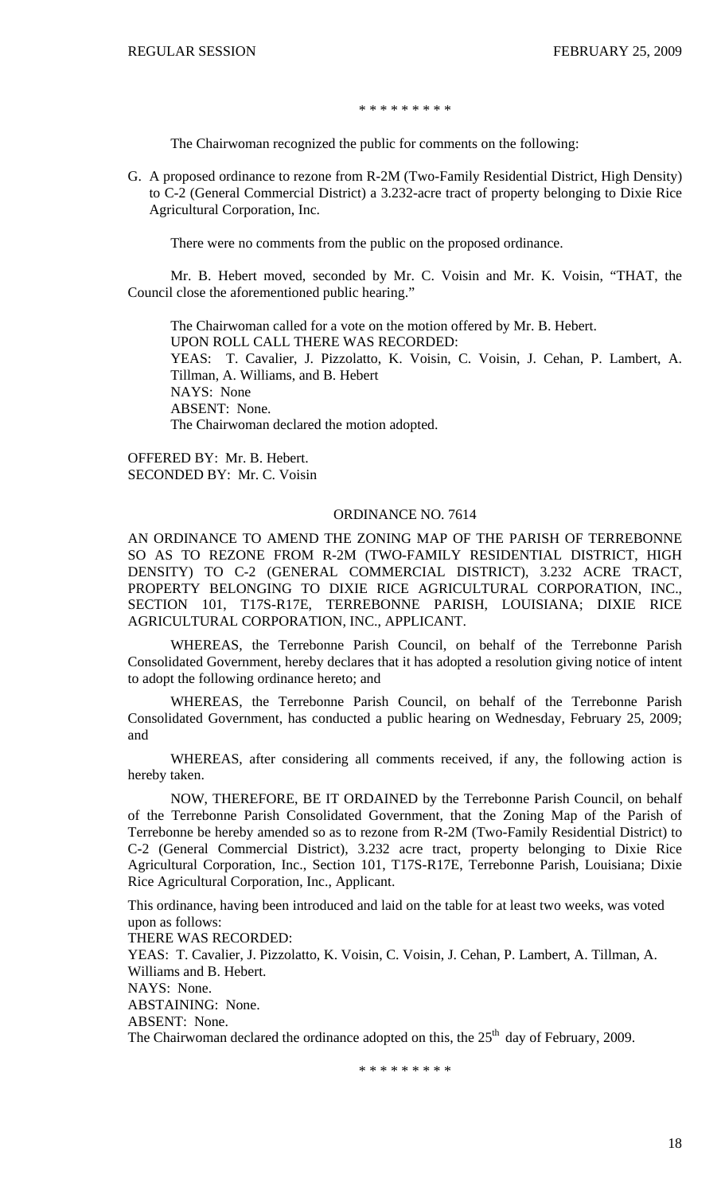\* \* \* \* \* \* \* \* \*

The Chairwoman recognized the public for comments on the following:

G. A proposed ordinance to rezone from R-2M (Two-Family Residential District, High Density) to C-2 (General Commercial District) a 3.232-acre tract of property belonging to Dixie Rice Agricultural Corporation, Inc.

There were no comments from the public on the proposed ordinance.

Mr. B. Hebert moved, seconded by Mr. C. Voisin and Mr. K. Voisin, "THAT, the Council close the aforementioned public hearing."

The Chairwoman called for a vote on the motion offered by Mr. B. Hebert.
UPON ROLL CALL THERE WAS RECORDED:
YEAS: T. Cavalier, J. Pizzolatto, K. Voisin, C. Voisin, J. Cehan, P. Lambert, A. Tillman, A. Williams, and B. Hebert
NAYS: None
ABSENT: None.
The Chairwoman declared the motion adopted.

OFFERED BY: Mr. B. Hebert.
SECONDED BY: Mr. C. Voisin

## ORDINANCE NO. 7614

AN ORDINANCE TO AMEND THE ZONING MAP OF THE PARISH OF TERREBONNE SO AS TO REZONE FROM R-2M (TWO-FAMILY RESIDENTIAL DISTRICT, HIGH DENSITY) TO C-2 (GENERAL COMMERCIAL DISTRICT), 3.232 ACRE TRACT, PROPERTY BELONGING TO DIXIE RICE AGRICULTURAL CORPORATION, INC., SECTION 101, T17S-R17E, TERREBONNE PARISH, LOUISIANA; DIXIE RICE AGRICULTURAL CORPORATION, INC., APPLICANT.

WHEREAS, the Terrebonne Parish Council, on behalf of the Terrebonne Parish Consolidated Government, hereby declares that it has adopted a resolution giving notice of intent to adopt the following ordinance hereto; and

WHEREAS, the Terrebonne Parish Council, on behalf of the Terrebonne Parish Consolidated Government, has conducted a public hearing on Wednesday, February 25, 2009; and

WHEREAS, after considering all comments received, if any, the following action is hereby taken.

NOW, THEREFORE, BE IT ORDAINED by the Terrebonne Parish Council, on behalf of the Terrebonne Parish Consolidated Government, that the Zoning Map of the Parish of Terrebonne be hereby amended so as to rezone from R-2M (Two-Family Residential District) to C-2 (General Commercial District), 3.232 acre tract, property belonging to Dixie Rice Agricultural Corporation, Inc., Section 101, T17S-R17E, Terrebonne Parish, Louisiana; Dixie Rice Agricultural Corporation, Inc., Applicant.

This ordinance, having been introduced and laid on the table for at least two weeks, was voted upon as follows:
THERE WAS RECORDED:
YEAS: T. Cavalier, J. Pizzolatto, K. Voisin, C. Voisin, J. Cehan, P. Lambert, A. Tillman, A. Williams and B. Hebert.
NAYS: None.
ABSTAINING: None.
ABSENT: None.
The Chairwoman declared the ordinance adopted on this, the 25th day of February, 2009.

\* \* \* \* \* \* \* \* \*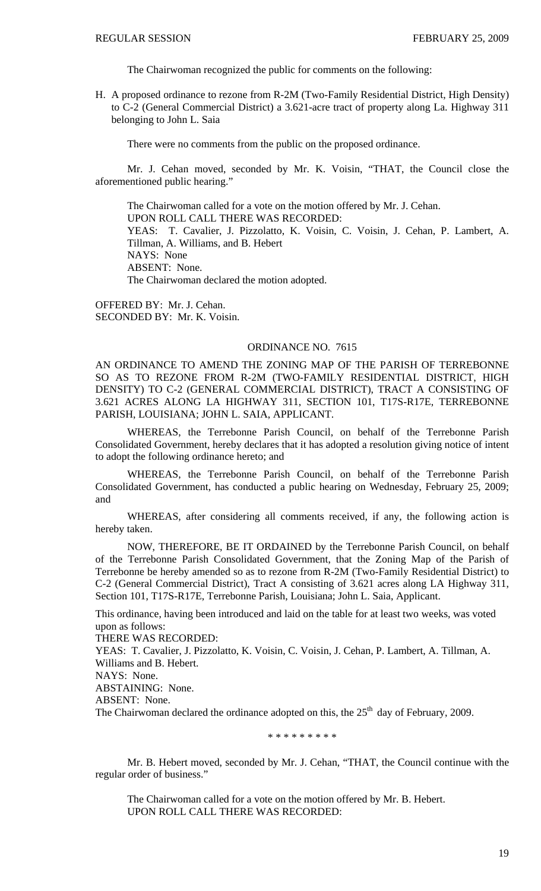The Chairwoman recognized the public for comments on the following:

H. A proposed ordinance to rezone from R-2M (Two-Family Residential District, High Density) to C-2 (General Commercial District) a 3.621-acre tract of property along La. Highway 311 belonging to John L. Saia

There were no comments from the public on the proposed ordinance.

Mr. J. Cehan moved, seconded by Mr. K. Voisin, "THAT, the Council close the aforementioned public hearing."

The Chairwoman called for a vote on the motion offered by Mr. J. Cehan.
UPON ROLL CALL THERE WAS RECORDED:
YEAS: T. Cavalier, J. Pizzolatto, K. Voisin, C. Voisin, J. Cehan, P. Lambert, A. Tillman, A. Williams, and B. Hebert
NAYS: None
ABSENT: None.
The Chairwoman declared the motion adopted.

OFFERED BY: Mr. J. Cehan.
SECONDED BY: Mr. K. Voisin.

## ORDINANCE NO. 7615

AN ORDINANCE TO AMEND THE ZONING MAP OF THE PARISH OF TERREBONNE SO AS TO REZONE FROM R-2M (TWO-FAMILY RESIDENTIAL DISTRICT, HIGH DENSITY) TO C-2 (GENERAL COMMERCIAL DISTRICT), TRACT A CONSISTING OF 3.621 ACRES ALONG LA HIGHWAY 311, SECTION 101, T17S-R17E, TERREBONNE PARISH, LOUISIANA; JOHN L. SAIA, APPLICANT.

WHEREAS, the Terrebonne Parish Council, on behalf of the Terrebonne Parish Consolidated Government, hereby declares that it has adopted a resolution giving notice of intent to adopt the following ordinance hereto; and

WHEREAS, the Terrebonne Parish Council, on behalf of the Terrebonne Parish Consolidated Government, has conducted a public hearing on Wednesday, February 25, 2009; and

WHEREAS, after considering all comments received, if any, the following action is hereby taken.

NOW, THEREFORE, BE IT ORDAINED by the Terrebonne Parish Council, on behalf of the Terrebonne Parish Consolidated Government, that the Zoning Map of the Parish of Terrebonne be hereby amended so as to rezone from R-2M (Two-Family Residential District) to C-2 (General Commercial District), Tract A consisting of 3.621 acres along LA Highway 311, Section 101, T17S-R17E, Terrebonne Parish, Louisiana; John L. Saia, Applicant.

This ordinance, having been introduced and laid on the table for at least two weeks, was voted upon as follows:
THERE WAS RECORDED:
YEAS: T. Cavalier, J. Pizzolatto, K. Voisin, C. Voisin, J. Cehan, P. Lambert, A. Tillman, A. Williams and B. Hebert.
NAYS: None.
ABSTAINING: None.
ABSENT: None.
The Chairwoman declared the ordinance adopted on this, the 25th day of February, 2009.

\* \* \* \* \* \* \* \* \*

Mr. B. Hebert moved, seconded by Mr. J. Cehan, "THAT, the Council continue with the regular order of business."

The Chairwoman called for a vote on the motion offered by Mr. B. Hebert.
UPON ROLL CALL THERE WAS RECORDED: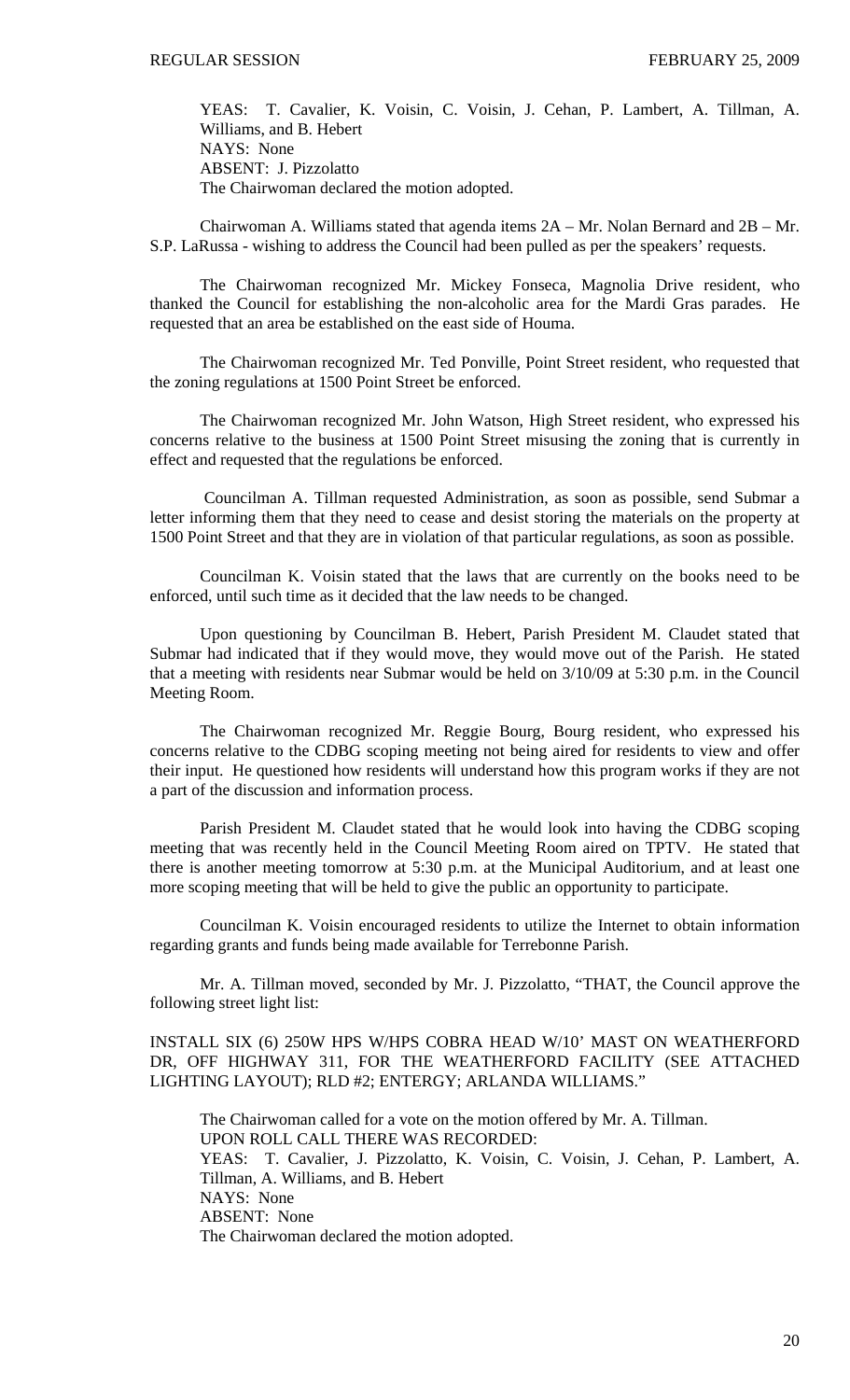YEAS: T. Cavalier, K. Voisin, C. Voisin, J. Cehan, P. Lambert, A. Tillman, A. Williams, and B. Hebert
NAYS: None
ABSENT: J. Pizzolatto
The Chairwoman declared the motion adopted.

Chairwoman A. Williams stated that agenda items 2A – Mr. Nolan Bernard and 2B – Mr. S.P. LaRussa - wishing to address the Council had been pulled as per the speakers' requests.

The Chairwoman recognized Mr. Mickey Fonseca, Magnolia Drive resident, who thanked the Council for establishing the non-alcoholic area for the Mardi Gras parades. He requested that an area be established on the east side of Houma.

The Chairwoman recognized Mr. Ted Ponville, Point Street resident, who requested that the zoning regulations at 1500 Point Street be enforced.

The Chairwoman recognized Mr. John Watson, High Street resident, who expressed his concerns relative to the business at 1500 Point Street misusing the zoning that is currently in effect and requested that the regulations be enforced.

Councilman A. Tillman requested Administration, as soon as possible, send Submar a letter informing them that they need to cease and desist storing the materials on the property at 1500 Point Street and that they are in violation of that particular regulations, as soon as possible.

Councilman K. Voisin stated that the laws that are currently on the books need to be enforced, until such time as it decided that the law needs to be changed.

Upon questioning by Councilman B. Hebert, Parish President M. Claudet stated that Submar had indicated that if they would move, they would move out of the Parish. He stated that a meeting with residents near Submar would be held on 3/10/09 at 5:30 p.m. in the Council Meeting Room.

The Chairwoman recognized Mr. Reggie Bourg, Bourg resident, who expressed his concerns relative to the CDBG scoping meeting not being aired for residents to view and offer their input. He questioned how residents will understand how this program works if they are not a part of the discussion and information process.

Parish President M. Claudet stated that he would look into having the CDBG scoping meeting that was recently held in the Council Meeting Room aired on TPTV. He stated that there is another meeting tomorrow at 5:30 p.m. at the Municipal Auditorium, and at least one more scoping meeting that will be held to give the public an opportunity to participate.

Councilman K. Voisin encouraged residents to utilize the Internet to obtain information regarding grants and funds being made available for Terrebonne Parish.

Mr. A. Tillman moved, seconded by Mr. J. Pizzolatto, "THAT, the Council approve the following street light list:

INSTALL SIX (6) 250W HPS W/HPS COBRA HEAD W/10' MAST ON WEATHERFORD DR, OFF HIGHWAY 311, FOR THE WEATHERFORD FACILITY (SEE ATTACHED LIGHTING LAYOUT); RLD #2; ENTERGY; ARLANDA WILLIAMS."

The Chairwoman called for a vote on the motion offered by Mr. A. Tillman.
UPON ROLL CALL THERE WAS RECORDED:
YEAS: T. Cavalier, J. Pizzolatto, K. Voisin, C. Voisin, J. Cehan, P. Lambert, A. Tillman, A. Williams, and B. Hebert
NAYS: None
ABSENT: None
The Chairwoman declared the motion adopted.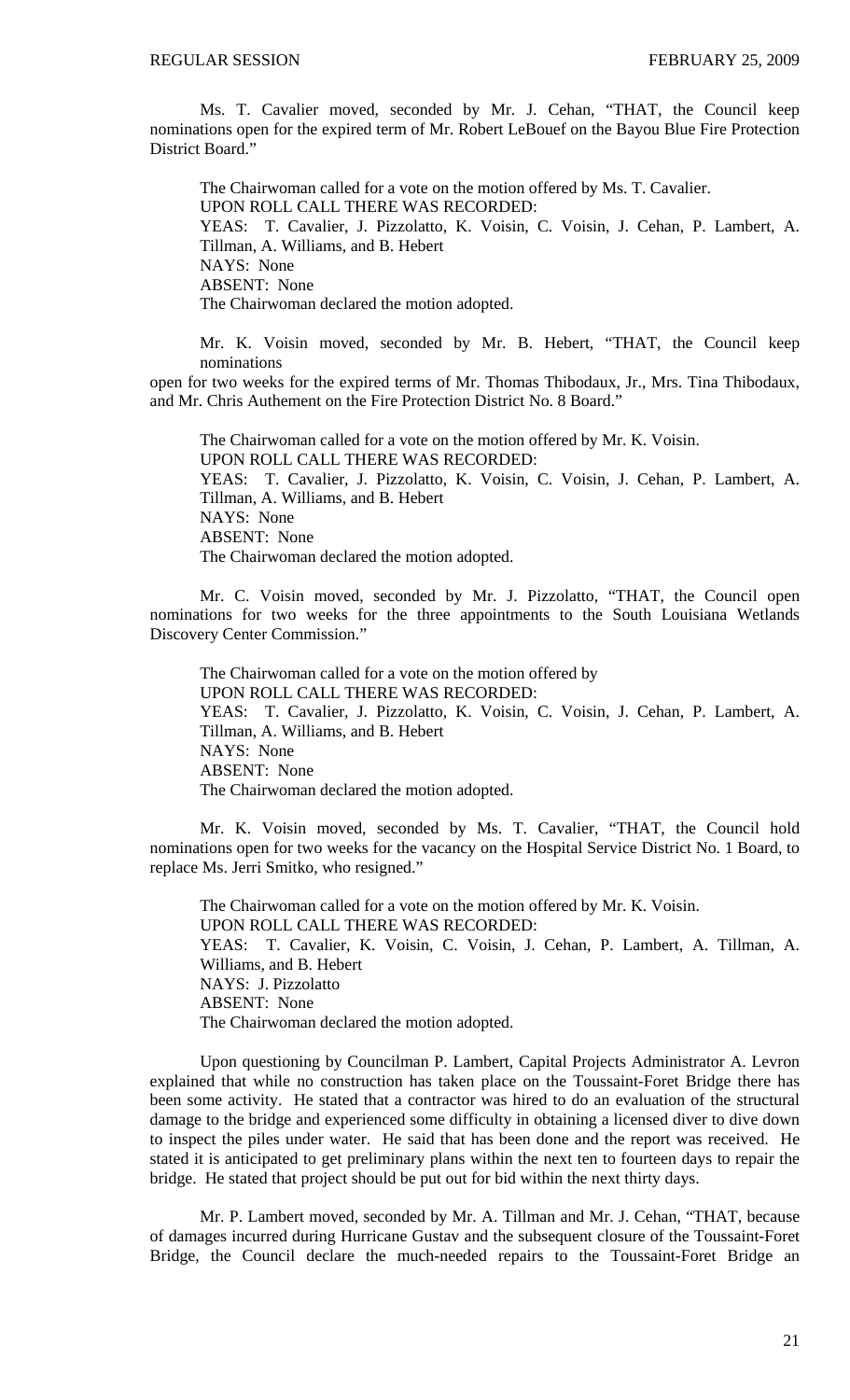Ms. T. Cavalier moved, seconded by Mr. J. Cehan, "THAT, the Council keep nominations open for the expired term of Mr. Robert LeBouef on the Bayou Blue Fire Protection District Board."

The Chairwoman called for a vote on the motion offered by Ms. T. Cavalier.
UPON ROLL CALL THERE WAS RECORDED:
YEAS: T. Cavalier, J. Pizzolatto, K. Voisin, C. Voisin, J. Cehan, P. Lambert, A. Tillman, A. Williams, and B. Hebert
NAYS: None
ABSENT: None
The Chairwoman declared the motion adopted.

Mr. K. Voisin moved, seconded by Mr. B. Hebert, "THAT, the Council keep nominations
open for two weeks for the expired terms of Mr. Thomas Thibodaux, Jr., Mrs. Tina Thibodaux, and Mr. Chris Authement on the Fire Protection District No. 8 Board."

The Chairwoman called for a vote on the motion offered by Mr. K. Voisin.
UPON ROLL CALL THERE WAS RECORDED:
YEAS: T. Cavalier, J. Pizzolatto, K. Voisin, C. Voisin, J. Cehan, P. Lambert, A. Tillman, A. Williams, and B. Hebert
NAYS: None
ABSENT: None
The Chairwoman declared the motion adopted.

Mr. C. Voisin moved, seconded by Mr. J. Pizzolatto, "THAT, the Council open nominations for two weeks for the three appointments to the South Louisiana Wetlands Discovery Center Commission."

The Chairwoman called for a vote on the motion offered by
UPON ROLL CALL THERE WAS RECORDED:
YEAS: T. Cavalier, J. Pizzolatto, K. Voisin, C. Voisin, J. Cehan, P. Lambert, A. Tillman, A. Williams, and B. Hebert
NAYS: None
ABSENT: None
The Chairwoman declared the motion adopted.

Mr. K. Voisin moved, seconded by Ms. T. Cavalier, "THAT, the Council hold nominations open for two weeks for the vacancy on the Hospital Service District No. 1 Board, to replace Ms. Jerri Smitko, who resigned."

The Chairwoman called for a vote on the motion offered by Mr. K. Voisin.
UPON ROLL CALL THERE WAS RECORDED:
YEAS: T. Cavalier, K. Voisin, C. Voisin, J. Cehan, P. Lambert, A. Tillman, A. Williams, and B. Hebert
NAYS: J. Pizzolatto
ABSENT: None
The Chairwoman declared the motion adopted.

Upon questioning by Councilman P. Lambert, Capital Projects Administrator A. Levron explained that while no construction has taken place on the Toussaint-Foret Bridge there has been some activity. He stated that a contractor was hired to do an evaluation of the structural damage to the bridge and experienced some difficulty in obtaining a licensed diver to dive down to inspect the piles under water. He said that has been done and the report was received. He stated it is anticipated to get preliminary plans within the next ten to fourteen days to repair the bridge. He stated that project should be put out for bid within the next thirty days.

Mr. P. Lambert moved, seconded by Mr. A. Tillman and Mr. J. Cehan, "THAT, because of damages incurred during Hurricane Gustav and the subsequent closure of the Toussaint-Foret Bridge, the Council declare the much-needed repairs to the Toussaint-Foret Bridge an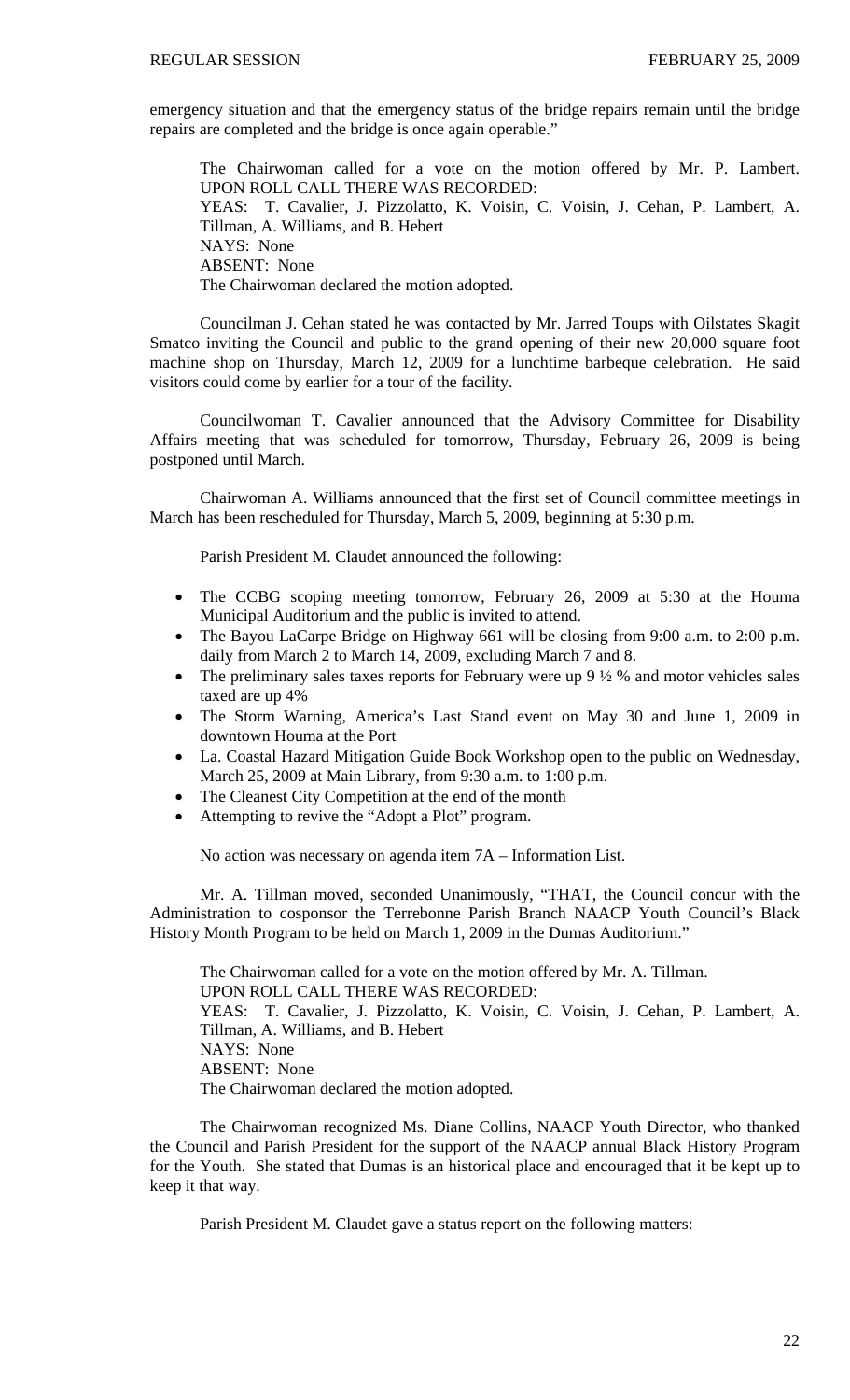emergency situation and that the emergency status of the bridge repairs remain until the bridge repairs are completed and the bridge is once again operable."

The Chairwoman called for a vote on the motion offered by Mr. P. Lambert.
UPON ROLL CALL THERE WAS RECORDED:
YEAS: T. Cavalier, J. Pizzolatto, K. Voisin, C. Voisin, J. Cehan, P. Lambert, A. Tillman, A. Williams, and B. Hebert
NAYS: None
ABSENT: None
The Chairwoman declared the motion adopted.

Councilman J. Cehan stated he was contacted by Mr. Jarred Toups with Oilstates Skagit Smatco inviting the Council and public to the grand opening of their new 20,000 square foot machine shop on Thursday, March 12, 2009 for a lunchtime barbeque celebration. He said visitors could come by earlier for a tour of the facility.

Councilwoman T. Cavalier announced that the Advisory Committee for Disability Affairs meeting that was scheduled for tomorrow, Thursday, February 26, 2009 is being postponed until March.

Chairwoman A. Williams announced that the first set of Council committee meetings in March has been rescheduled for Thursday, March 5, 2009, beginning at 5:30 p.m.

Parish President M. Claudet announced the following:

- The CCBG scoping meeting tomorrow, February 26, 2009 at 5:30 at the Houma Municipal Auditorium and the public is invited to attend.
- The Bayou LaCarpe Bridge on Highway 661 will be closing from 9:00 a.m. to 2:00 p.m. daily from March 2 to March 14, 2009, excluding March 7 and 8.
- The preliminary sales taxes reports for February were up 9 ½ % and motor vehicles sales taxed are up 4%
- The Storm Warning, America's Last Stand event on May 30 and June 1, 2009 in downtown Houma at the Port
- La. Coastal Hazard Mitigation Guide Book Workshop open to the public on Wednesday, March 25, 2009 at Main Library, from 9:30 a.m. to 1:00 p.m.
- The Cleanest City Competition at the end of the month
- Attempting to revive the "Adopt a Plot" program.

No action was necessary on agenda item 7A – Information List.

Mr. A. Tillman moved, seconded Unanimously, "THAT, the Council concur with the Administration to cosponsor the Terrebonne Parish Branch NAACP Youth Council's Black History Month Program to be held on March 1, 2009 in the Dumas Auditorium."

The Chairwoman called for a vote on the motion offered by Mr. A. Tillman.
UPON ROLL CALL THERE WAS RECORDED:
YEAS: T. Cavalier, J. Pizzolatto, K. Voisin, C. Voisin, J. Cehan, P. Lambert, A. Tillman, A. Williams, and B. Hebert
NAYS: None
ABSENT: None
The Chairwoman declared the motion adopted.

The Chairwoman recognized Ms. Diane Collins, NAACP Youth Director, who thanked the Council and Parish President for the support of the NAACP annual Black History Program for the Youth. She stated that Dumas is an historical place and encouraged that it be kept up to keep it that way.

Parish President M. Claudet gave a status report on the following matters: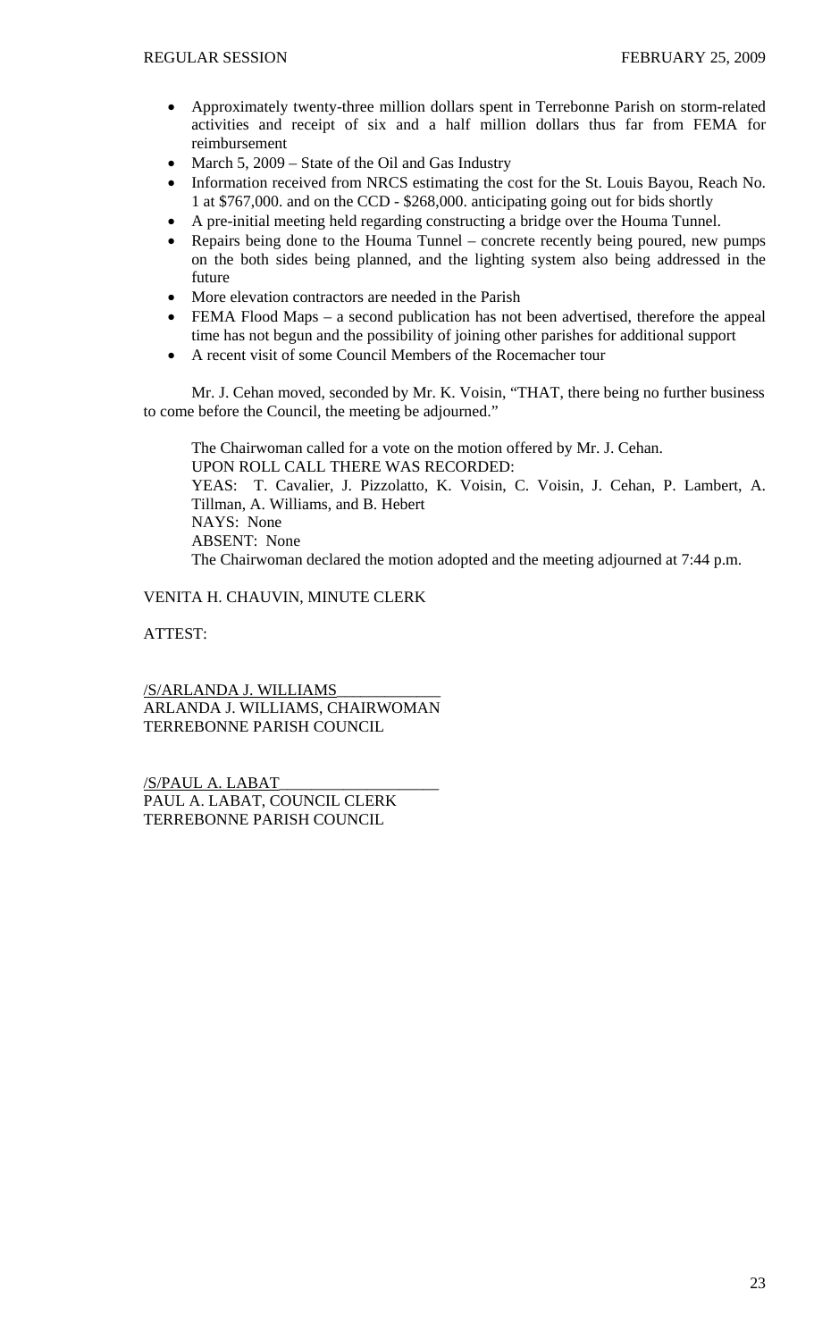- Approximately twenty-three million dollars spent in Terrebonne Parish on storm-related activities and receipt of six and a half million dollars thus far from FEMA for reimbursement
- March 5, 2009 – State of the Oil and Gas Industry
- Information received from NRCS estimating the cost for the St. Louis Bayou, Reach No. 1 at $767,000. and on the CCD - $268,000. anticipating going out for bids shortly
- A pre-initial meeting held regarding constructing a bridge over the Houma Tunnel.
- Repairs being done to the Houma Tunnel – concrete recently being poured, new pumps on the both sides being planned, and the lighting system also being addressed in the future
- More elevation contractors are needed in the Parish
- FEMA Flood Maps – a second publication has not been advertised, therefore the appeal time has not begun and the possibility of joining other parishes for additional support
- A recent visit of some Council Members of the Rocemacher tour

Mr. J. Cehan moved, seconded by Mr. K. Voisin, "THAT, there being no further business to come before the Council, the meeting be adjourned."

The Chairwoman called for a vote on the motion offered by Mr. J. Cehan.
UPON ROLL CALL THERE WAS RECORDED:
YEAS: T. Cavalier, J. Pizzolatto, K. Voisin, C. Voisin, J. Cehan, P. Lambert, A. Tillman, A. Williams, and B. Hebert
NAYS: None
ABSENT: None
The Chairwoman declared the motion adopted and the meeting adjourned at 7:44 p.m.

VENITA H. CHAUVIN, MINUTE CLERK

ATTEST:

/S/ARLANDA J. WILLIAMS
ARLANDA J. WILLIAMS, CHAIRWOMAN
TERREBONNE PARISH COUNCIL

/S/PAUL A. LABAT
PAUL A. LABAT, COUNCIL CLERK
TERREBONNE PARISH COUNCIL